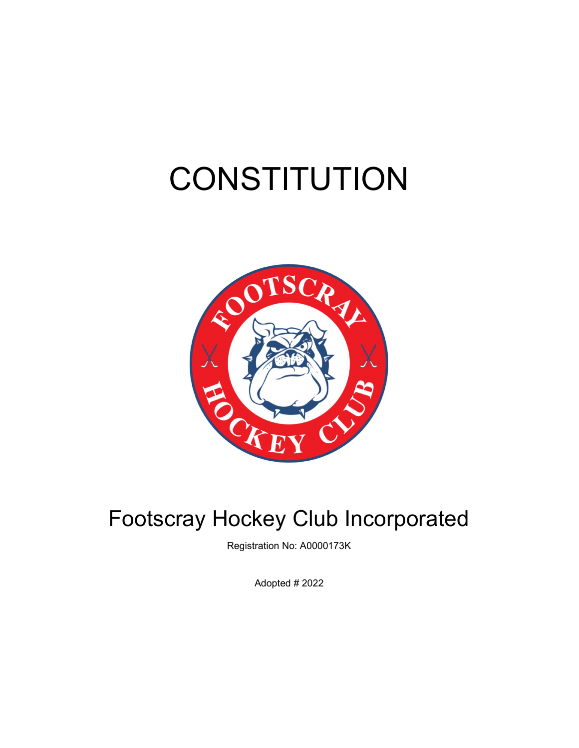# CONSTITUTION

## Footscray Hockey Club Incorporated

Registration No: A0000173K

Adopted # 2022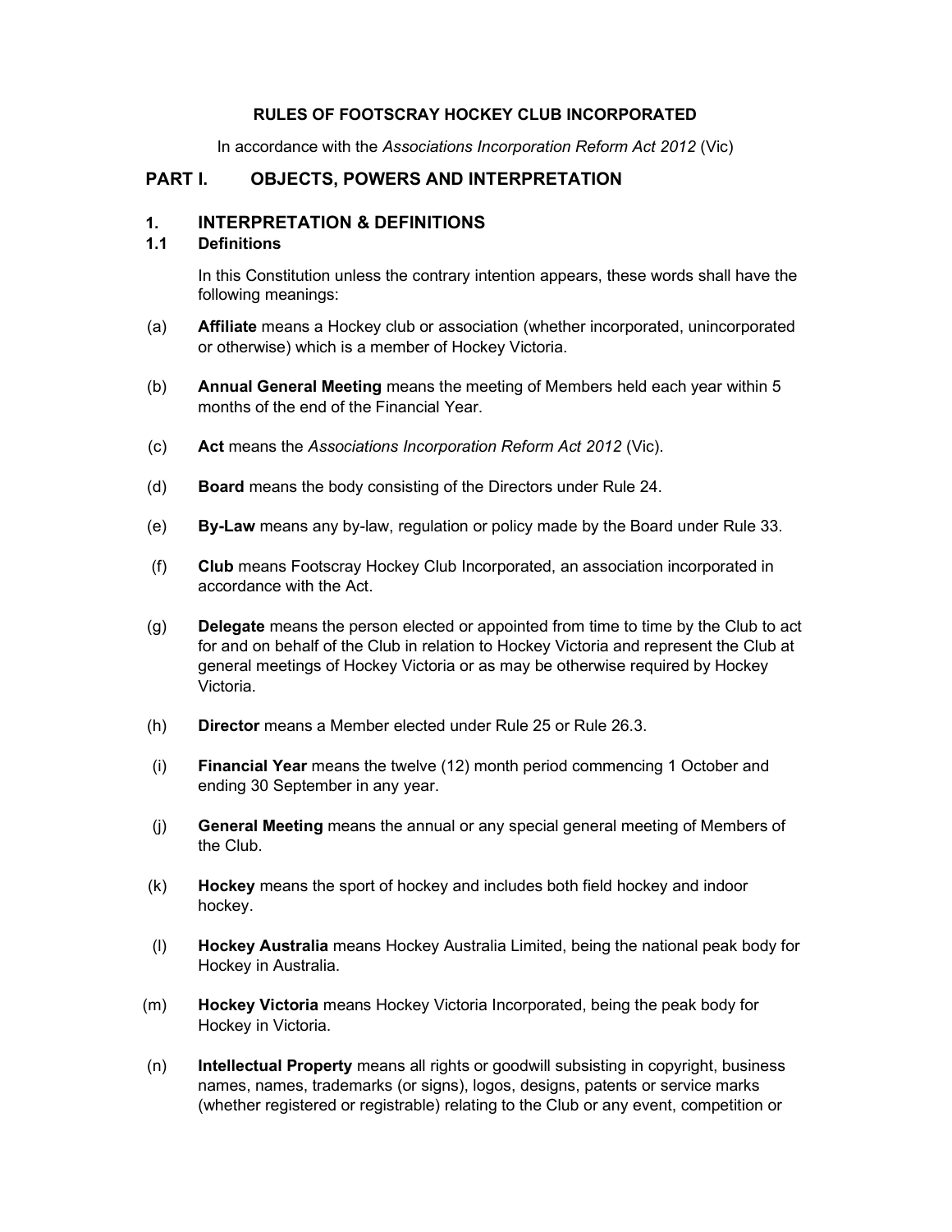**RULES OF FOOTSCRAY HOCKEY CLUB INCORPORATED**

In accordance with the *Associations Incorporation Reform Act 2012* (Vic)

# PART I. OBJECTS, POWERS AND INTERPRETATION

## 1. INTERPRETATION & DEFINITIONS

### 1.1 Definitions

In this Constitution unless the contrary intention appears, these words shall have the following meanings:

(a) **Affiliate** means a Hockey club or association (whether incorporated, unincorporated or otherwise) which is a member of Hockey Victoria.

(b) **Annual General Meeting** means the meeting of Members held each year within 5 months of the end of the Financial Year.

(c) **Act** means the *Associations Incorporation Reform Act 2012* (Vic).

(d) **Board** means the body consisting of the Directors under Rule 24.

(e) **By-Law** means any by-law, regulation or policy made by the Board under Rule 33.

(f) **Club** means Footscray Hockey Club Incorporated, an association incorporated in accordance with the Act.

(g) **Delegate** means the person elected or appointed from time to time by the Club to act for and on behalf of the Club in relation to Hockey Victoria and represent the Club at general meetings of Hockey Victoria or as may be otherwise required by Hockey Victoria.

(h) **Director** means a Member elected under Rule 25 or Rule 26.3.

(i) **Financial Year** means the twelve (12) month period commencing 1 October and ending 30 September in any year.

(j) **General Meeting** means the annual or any special general meeting of Members of the Club.

(k) **Hockey** means the sport of hockey and includes both field hockey and indoor hockey.

(l) **Hockey Australia** means Hockey Australia Limited, being the national peak body for Hockey in Australia.

(m) **Hockey Victoria** means Hockey Victoria Incorporated, being the peak body for Hockey in Victoria.

(n) **Intellectual Property** means all rights or goodwill subsisting in copyright, business names, names, trademarks (or signs), logos, designs, patents or service marks (whether registered or registrable) relating to the Club or any event, competition or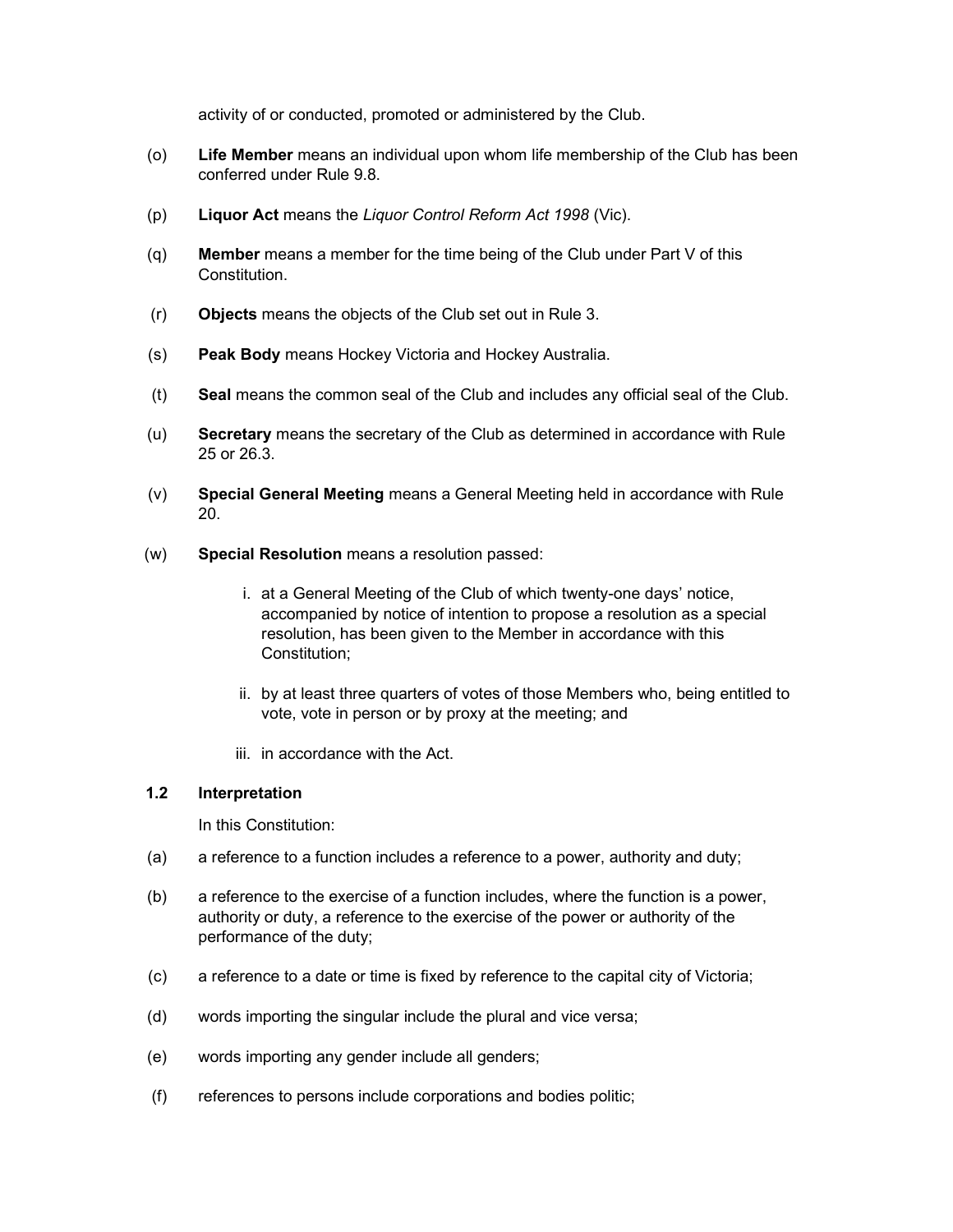activity of or conducted, promoted or administered by the Club.

(o) **Life Member** means an individual upon whom life membership of the Club has been conferred under Rule 9.8.

(p) **Liquor Act** means the *Liquor Control Reform Act 1998* (Vic).

(q) **Member** means a member for the time being of the Club under Part V of this Constitution.

(r) **Objects** means the objects of the Club set out in Rule 3.

(s) **Peak Body** means Hockey Victoria and Hockey Australia.

(t) **Seal** means the common seal of the Club and includes any official seal of the Club.

(u) **Secretary** means the secretary of the Club as determined in accordance with Rule 25 or 26.3.

(v) **Special General Meeting** means a General Meeting held in accordance with Rule 20.

(w) **Special Resolution** means a resolution passed:

i. at a General Meeting of the Club of which twenty-one days' notice, accompanied by notice of intention to propose a resolution as a special resolution, has been given to the Member in accordance with this Constitution;

ii. by at least three quarters of votes of those Members who, being entitled to vote, vote in person or by proxy at the meeting; and

iii. in accordance with the Act.

### 1.2 Interpretation

In this Constitution:

(a) a reference to a function includes a reference to a power, authority and duty;

(b) a reference to the exercise of a function includes, where the function is a power, authority or duty, a reference to the exercise of the power or authority of the performance of the duty;

(c) a reference to a date or time is fixed by reference to the capital city of Victoria;

(d) words importing the singular include the plural and vice versa;

(e) words importing any gender include all genders;

(f) references to persons include corporations and bodies politic;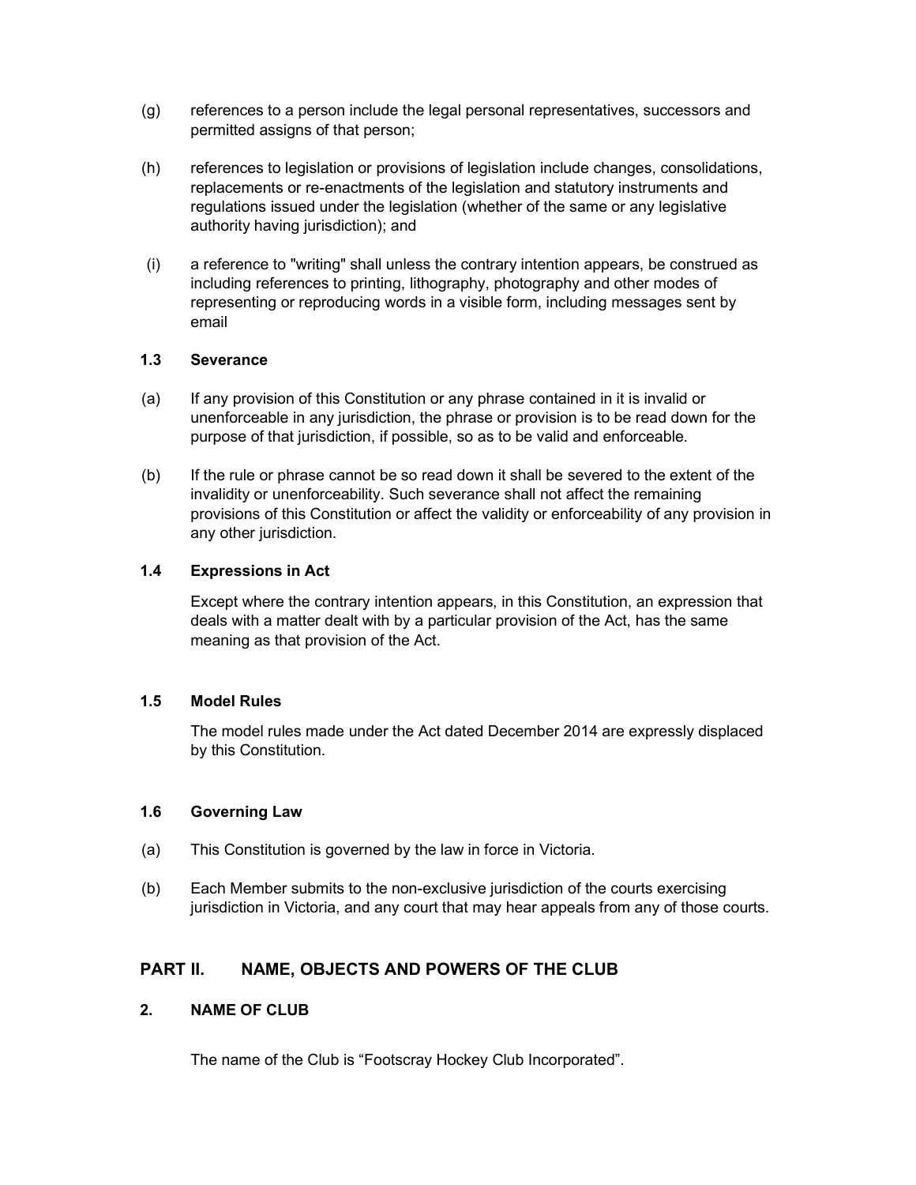(g) references to a person include the legal personal representatives, successors and permitted assigns of that person;

(h) references to legislation or provisions of legislation include changes, consolidations, replacements or re-enactments of the legislation and statutory instruments and regulations issued under the legislation (whether of the same or any legislative authority having jurisdiction); and

(i) a reference to "writing" shall unless the contrary intention appears, be construed as including references to printing, lithography, photography and other modes of representing or reproducing words in a visible form, including messages sent by email

### 1.3 Severance

(a) If any provision of this Constitution or any phrase contained in it is invalid or unenforceable in any jurisdiction, the phrase or provision is to be read down for the purpose of that jurisdiction, if possible, so as to be valid and enforceable.

(b) If the rule or phrase cannot be so read down it shall be severed to the extent of the invalidity or unenforceability. Such severance shall not affect the remaining provisions of this Constitution or affect the validity or enforceability of any provision in any other jurisdiction.

### 1.4 Expressions in Act

Except where the contrary intention appears, in this Constitution, an expression that deals with a matter dealt with by a particular provision of the Act, has the same meaning as that provision of the Act.

### 1.5 Model Rules

The model rules made under the Act dated December 2014 are expressly displaced by this Constitution.

### 1.6 Governing Law

(a) This Constitution is governed by the law in force in Victoria.

(b) Each Member submits to the non-exclusive jurisdiction of the courts exercising jurisdiction in Victoria, and any court that may hear appeals from any of those courts.

## PART II. NAME, OBJECTS AND POWERS OF THE CLUB

### 2. NAME OF CLUB

The name of the Club is "Footscray Hockey Club Incorporated".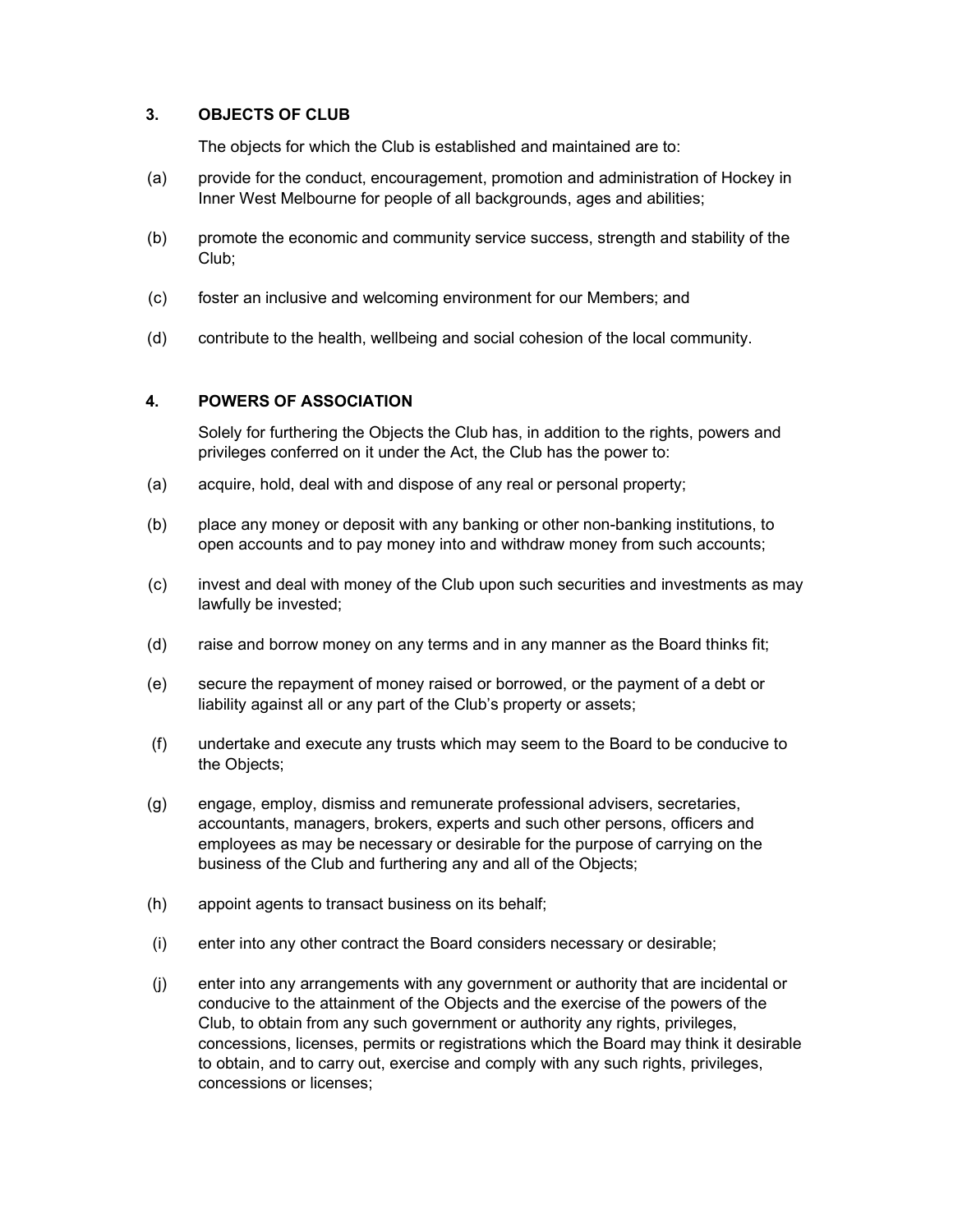## 3. OBJECTS OF CLUB

The objects for which the Club is established and maintained are to:

(a) provide for the conduct, encouragement, promotion and administration of Hockey in Inner West Melbourne for people of all backgrounds, ages and abilities;

(b) promote the economic and community service success, strength and stability of the Club;

(c) foster an inclusive and welcoming environment for our Members; and

(d) contribute to the health, wellbeing and social cohesion of the local community.

## 4. POWERS OF ASSOCIATION

Solely for furthering the Objects the Club has, in addition to the rights, powers and privileges conferred on it under the Act, the Club has the power to:

(a) acquire, hold, deal with and dispose of any real or personal property;

(b) place any money or deposit with any banking or other non-banking institutions, to open accounts and to pay money into and withdraw money from such accounts;

(c) invest and deal with money of the Club upon such securities and investments as may lawfully be invested;

(d) raise and borrow money on any terms and in any manner as the Board thinks fit;

(e) secure the repayment of money raised or borrowed, or the payment of a debt or liability against all or any part of the Club's property or assets;

(f) undertake and execute any trusts which may seem to the Board to be conducive to the Objects;

(g) engage, employ, dismiss and remunerate professional advisers, secretaries, accountants, managers, brokers, experts and such other persons, officers and employees as may be necessary or desirable for the purpose of carrying on the business of the Club and furthering any and all of the Objects;

(h) appoint agents to transact business on its behalf;

(i) enter into any other contract the Board considers necessary or desirable;

(j) enter into any arrangements with any government or authority that are incidental or conducive to the attainment of the Objects and the exercise of the powers of the Club, to obtain from any such government or authority any rights, privileges, concessions, licenses, permits or registrations which the Board may think it desirable to obtain, and to carry out, exercise and comply with any such rights, privileges, concessions or licenses;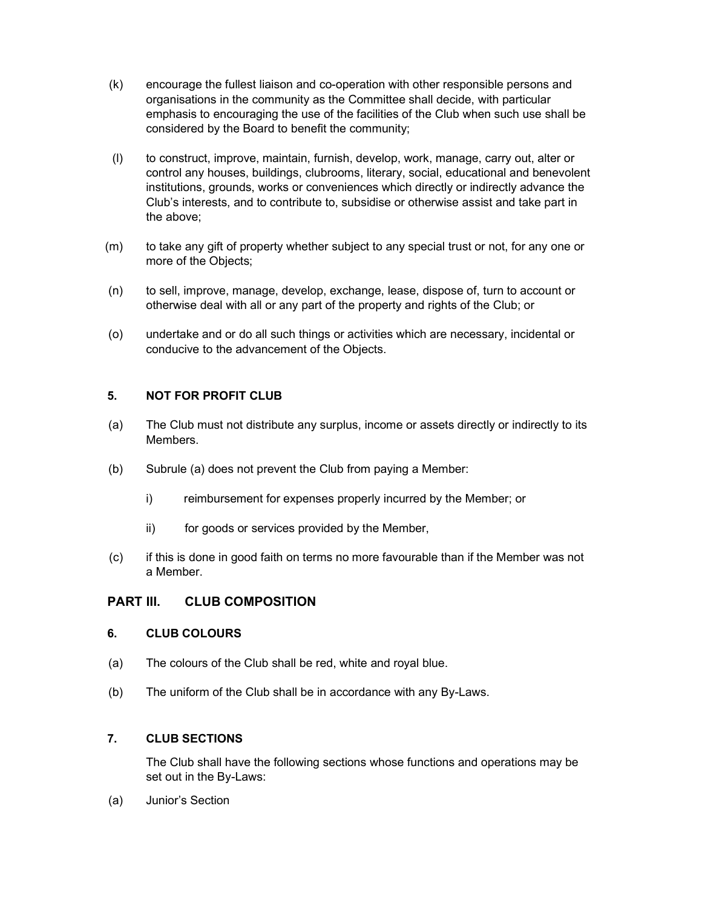(k) encourage the fullest liaison and co-operation with other responsible persons and organisations in the community as the Committee shall decide, with particular emphasis to encouraging the use of the facilities of the Club when such use shall be considered by the Board to benefit the community;

(l) to construct, improve, maintain, furnish, develop, work, manage, carry out, alter or control any houses, buildings, clubrooms, literary, social, educational and benevolent institutions, grounds, works or conveniences which directly or indirectly advance the Club's interests, and to contribute to, subsidise or otherwise assist and take part in the above;

(m) to take any gift of property whether subject to any special trust or not, for any one or more of the Objects;

(n) to sell, improve, manage, develop, exchange, lease, dispose of, turn to account or otherwise deal with all or any part of the property and rights of the Club; or

(o) undertake and or do all such things or activities which are necessary, incidental or conducive to the advancement of the Objects.

#### 5. NOT FOR PROFIT CLUB

(a) The Club must not distribute any surplus, income or assets directly or indirectly to its Members.

(b) Subrule (a) does not prevent the Club from paying a Member:

i) reimbursement for expenses properly incurred by the Member; or

ii) for goods or services provided by the Member,

(c) if this is done in good faith on terms no more favourable than if the Member was not a Member.

## PART III. CLUB COMPOSITION

#### 6. CLUB COLOURS

(a) The colours of the Club shall be red, white and royal blue.

(b) The uniform of the Club shall be in accordance with any By-Laws.

#### 7. CLUB SECTIONS

The Club shall have the following sections whose functions and operations may be set out in the By-Laws:

(a) Junior's Section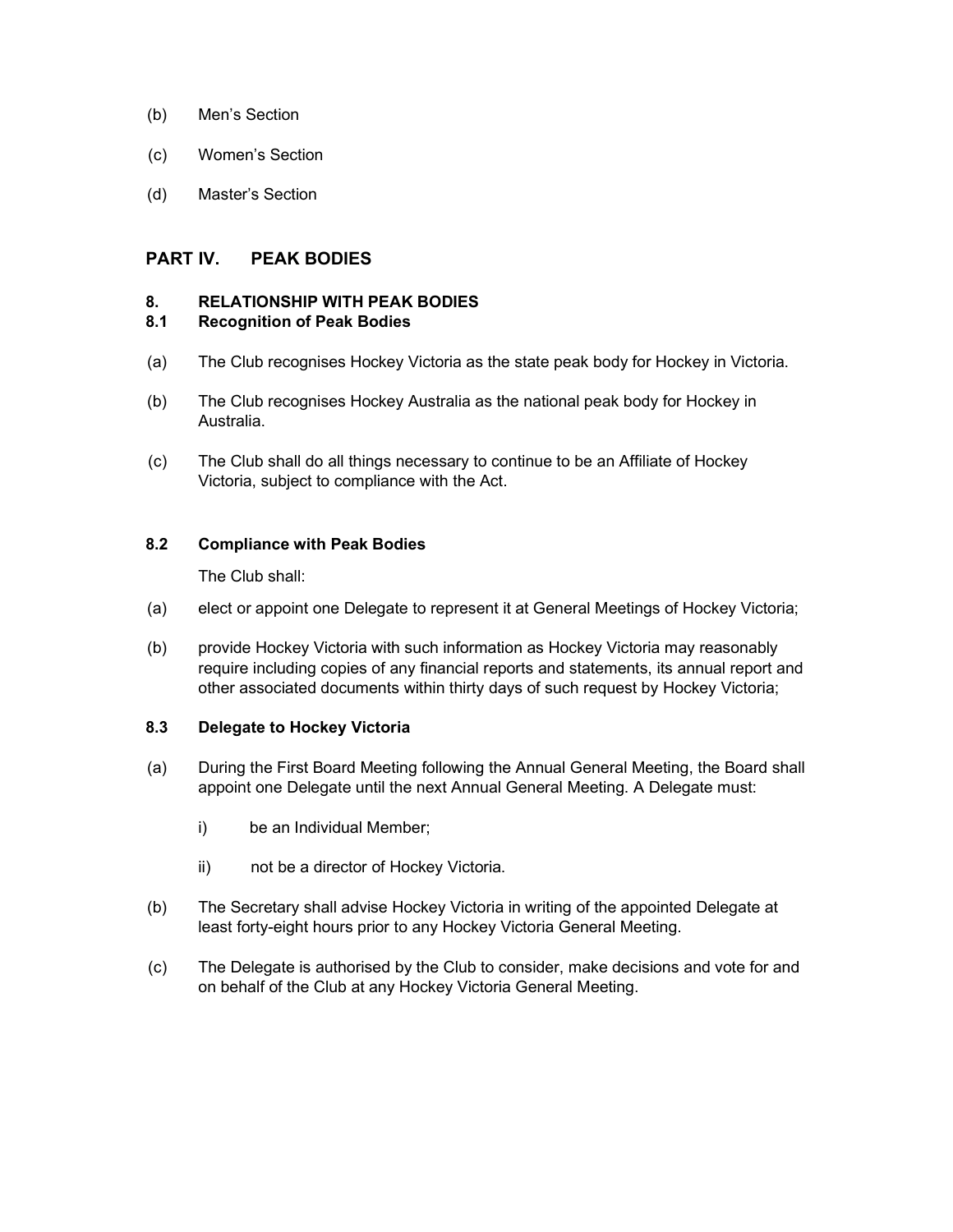(b) Men's Section

(c) Women's Section

(d) Master's Section

## PART IV. PEAK BODIES

### 8. RELATIONSHIP WITH PEAK BODIES

### 8.1 Recognition of Peak Bodies

(a) The Club recognises Hockey Victoria as the state peak body for Hockey in Victoria.

(b) The Club recognises Hockey Australia as the national peak body for Hockey in Australia.

(c) The Club shall do all things necessary to continue to be an Affiliate of Hockey Victoria, subject to compliance with the Act.

### 8.2 Compliance with Peak Bodies

The Club shall:

(a) elect or appoint one Delegate to represent it at General Meetings of Hockey Victoria;

(b) provide Hockey Victoria with such information as Hockey Victoria may reasonably require including copies of any financial reports and statements, its annual report and other associated documents within thirty days of such request by Hockey Victoria;

### 8.3 Delegate to Hockey Victoria

(a) During the First Board Meeting following the Annual General Meeting, the Board shall appoint one Delegate until the next Annual General Meeting. A Delegate must:

i) be an Individual Member;

ii) not be a director of Hockey Victoria.

(b) The Secretary shall advise Hockey Victoria in writing of the appointed Delegate at least forty-eight hours prior to any Hockey Victoria General Meeting.

(c) The Delegate is authorised by the Club to consider, make decisions and vote for and on behalf of the Club at any Hockey Victoria General Meeting.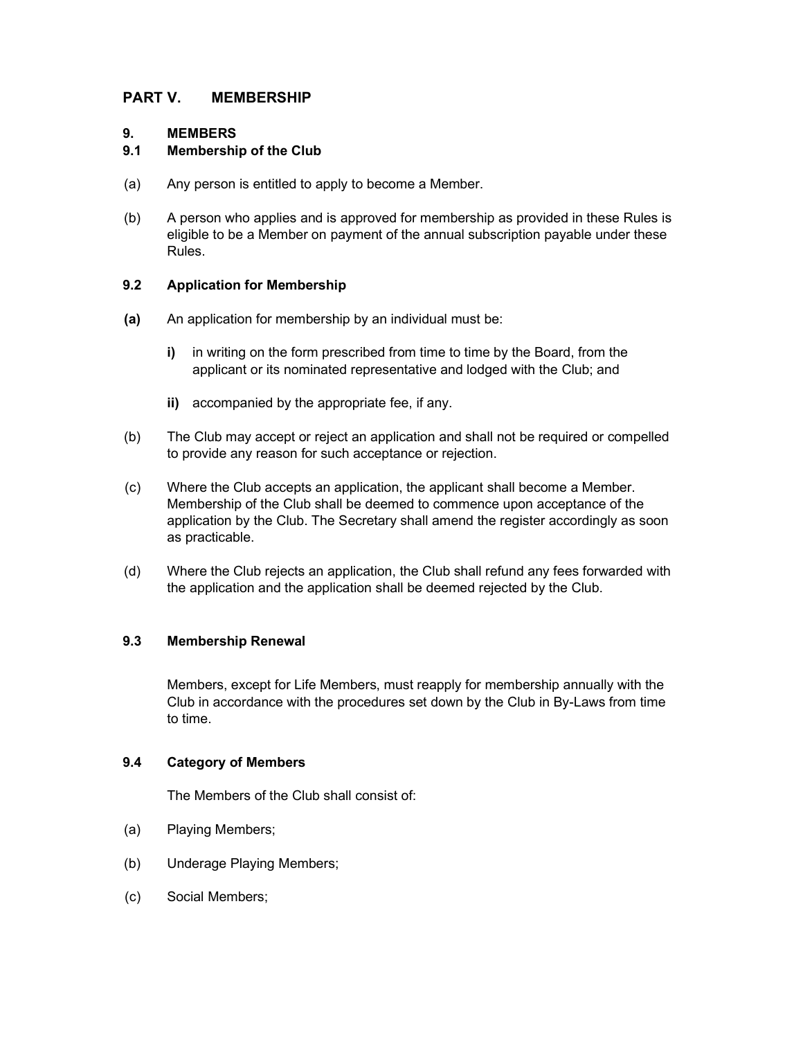## PART V. MEMBERSHIP

### 9. MEMBERS

### 9.1 Membership of the Club

(a) Any person is entitled to apply to become a Member.

(b) A person who applies and is approved for membership as provided in these Rules is eligible to be a Member on payment of the annual subscription payable under these Rules.

### 9.2 Application for Membership

**(a)** An application for membership by an individual must be:

**i)** in writing on the form prescribed from time to time by the Board, from the applicant or its nominated representative and lodged with the Club; and

**ii)** accompanied by the appropriate fee, if any.

(b) The Club may accept or reject an application and shall not be required or compelled to provide any reason for such acceptance or rejection.

(c) Where the Club accepts an application, the applicant shall become a Member. Membership of the Club shall be deemed to commence upon acceptance of the application by the Club. The Secretary shall amend the register accordingly as soon as practicable.

(d) Where the Club rejects an application, the Club shall refund any fees forwarded with the application and the application shall be deemed rejected by the Club.

### 9.3 Membership Renewal

Members, except for Life Members, must reapply for membership annually with the Club in accordance with the procedures set down by the Club in By-Laws from time to time.

### 9.4 Category of Members

The Members of the Club shall consist of:

(a) Playing Members;

(b) Underage Playing Members;

(c) Social Members;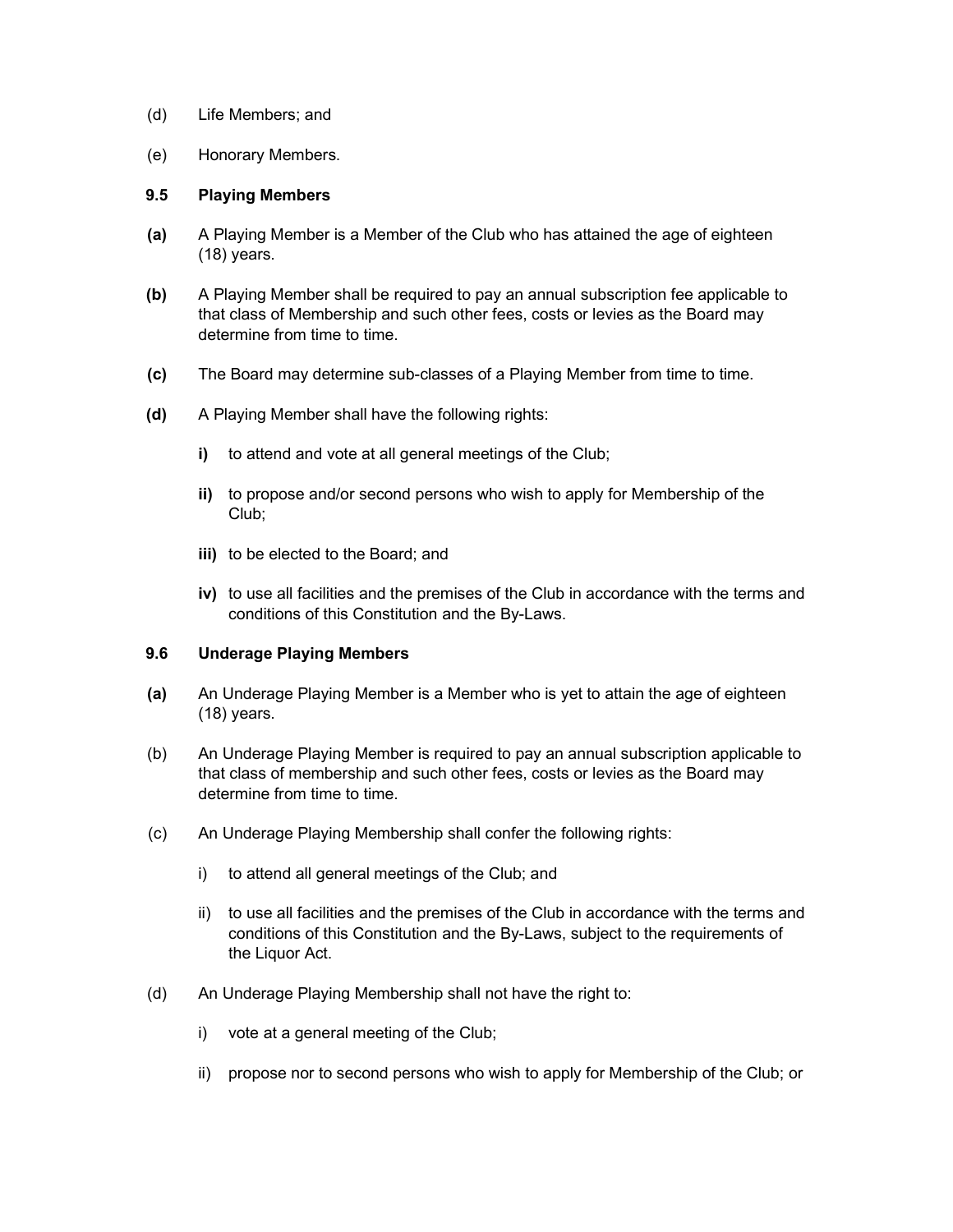(d) Life Members; and

(e) Honorary Members.

### 9.5 Playing Members

**(a)** A Playing Member is a Member of the Club who has attained the age of eighteen (18) years.

**(b)** A Playing Member shall be required to pay an annual subscription fee applicable to that class of Membership and such other fees, costs or levies as the Board may determine from time to time.

**(c)** The Board may determine sub-classes of a Playing Member from time to time.

**(d)** A Playing Member shall have the following rights:

- **i)** to attend and vote at all general meetings of the Club;
- **ii)** to propose and/or second persons who wish to apply for Membership of the Club;
- **iii)** to be elected to the Board; and
- **iv)** to use all facilities and the premises of the Club in accordance with the terms and conditions of this Constitution and the By-Laws.

### 9.6 Underage Playing Members

**(a)** An Underage Playing Member is a Member who is yet to attain the age of eighteen (18) years.

(b) An Underage Playing Member is required to pay an annual subscription applicable to that class of membership and such other fees, costs or levies as the Board may determine from time to time.

(c) An Underage Playing Membership shall confer the following rights:

- i) to attend all general meetings of the Club; and
- ii) to use all facilities and the premises of the Club in accordance with the terms and conditions of this Constitution and the By-Laws, subject to the requirements of the Liquor Act.

(d) An Underage Playing Membership shall not have the right to:

- i) vote at a general meeting of the Club;
- ii) propose nor to second persons who wish to apply for Membership of the Club; or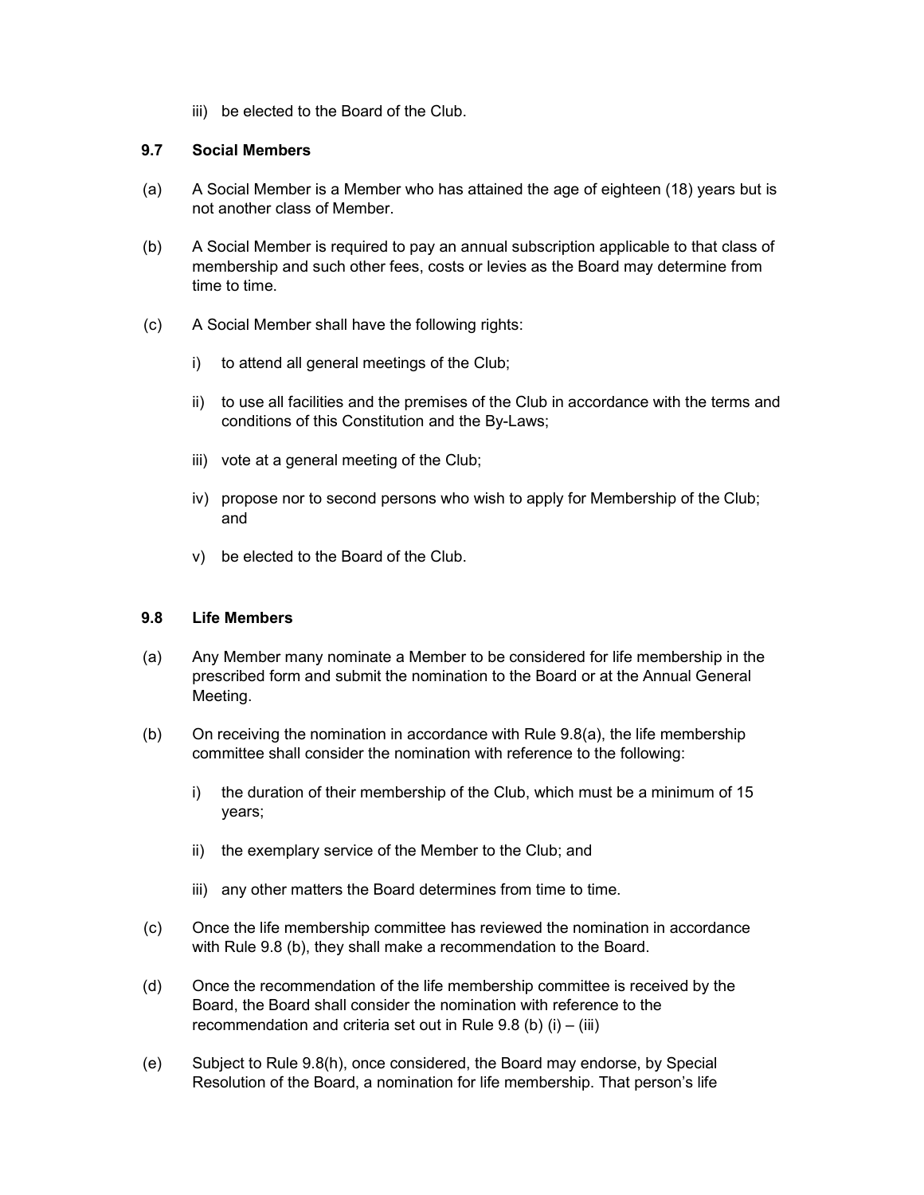iii) be elected to the Board of the Club.

### 9.7 Social Members

(a) A Social Member is a Member who has attained the age of eighteen (18) years but is not another class of Member.

(b) A Social Member is required to pay an annual subscription applicable to that class of membership and such other fees, costs or levies as the Board may determine from time to time.

(c) A Social Member shall have the following rights:

i) to attend all general meetings of the Club;

ii) to use all facilities and the premises of the Club in accordance with the terms and conditions of this Constitution and the By-Laws;

iii) vote at a general meeting of the Club;

iv) propose nor to second persons who wish to apply for Membership of the Club; and

v) be elected to the Board of the Club.

### 9.8 Life Members

(a) Any Member many nominate a Member to be considered for life membership in the prescribed form and submit the nomination to the Board or at the Annual General Meeting.

(b) On receiving the nomination in accordance with Rule 9.8(a), the life membership committee shall consider the nomination with reference to the following:

i) the duration of their membership of the Club, which must be a minimum of 15 years;

ii) the exemplary service of the Member to the Club; and

iii) any other matters the Board determines from time to time.

(c) Once the life membership committee has reviewed the nomination in accordance with Rule 9.8 (b), they shall make a recommendation to the Board.

(d) Once the recommendation of the life membership committee is received by the Board, the Board shall consider the nomination with reference to the recommendation and criteria set out in Rule 9.8 (b) (i) – (iii)

(e) Subject to Rule 9.8(h), once considered, the Board may endorse, by Special Resolution of the Board, a nomination for life membership. That person's life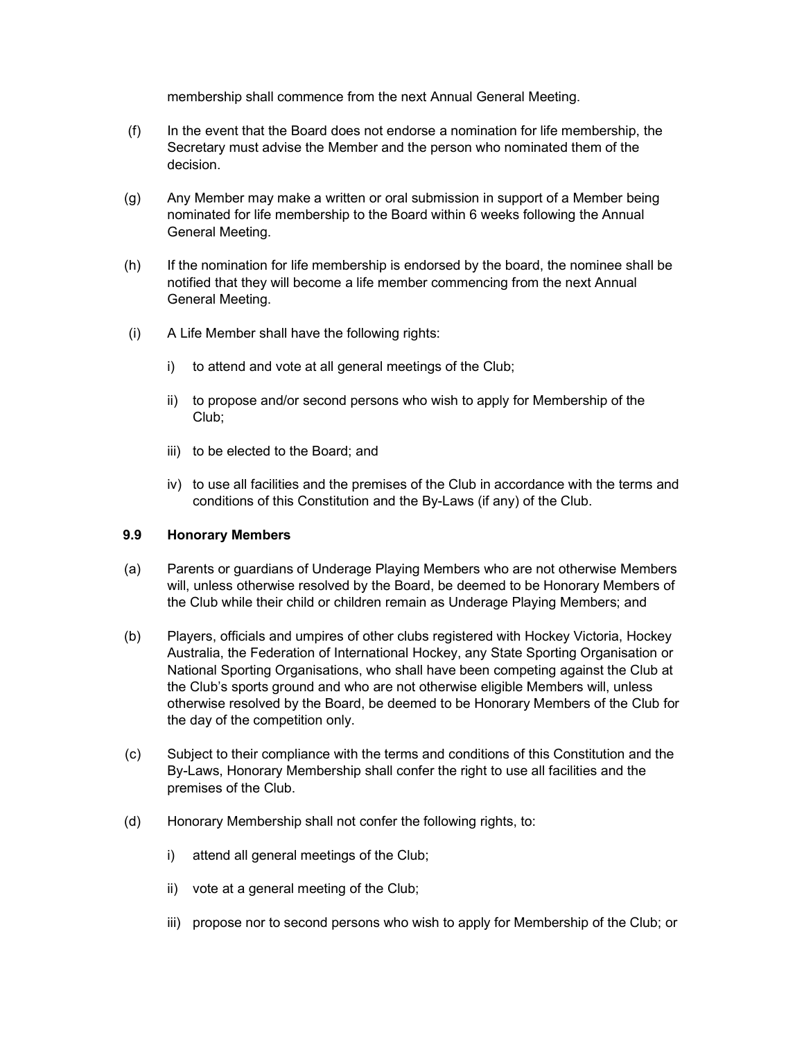membership shall commence from the next Annual General Meeting.

(f) In the event that the Board does not endorse a nomination for life membership, the Secretary must advise the Member and the person who nominated them of the decision.

(g) Any Member may make a written or oral submission in support of a Member being nominated for life membership to the Board within 6 weeks following the Annual General Meeting.

(h) If the nomination for life membership is endorsed by the board, the nominee shall be notified that they will become a life member commencing from the next Annual General Meeting.

(i) A Life Member shall have the following rights:

- i) to attend and vote at all general meetings of the Club;
- ii) to propose and/or second persons who wish to apply for Membership of the Club;
- iii) to be elected to the Board; and
- iv) to use all facilities and the premises of the Club in accordance with the terms and conditions of this Constitution and the By-Laws (if any) of the Club.

### 9.9 Honorary Members

(a) Parents or guardians of Underage Playing Members who are not otherwise Members will, unless otherwise resolved by the Board, be deemed to be Honorary Members of the Club while their child or children remain as Underage Playing Members; and

(b) Players, officials and umpires of other clubs registered with Hockey Victoria, Hockey Australia, the Federation of International Hockey, any State Sporting Organisation or National Sporting Organisations, who shall have been competing against the Club at the Club's sports ground and who are not otherwise eligible Members will, unless otherwise resolved by the Board, be deemed to be Honorary Members of the Club for the day of the competition only.

(c) Subject to their compliance with the terms and conditions of this Constitution and the By-Laws, Honorary Membership shall confer the right to use all facilities and the premises of the Club.

(d) Honorary Membership shall not confer the following rights, to:

- i) attend all general meetings of the Club;
- ii) vote at a general meeting of the Club;
- iii) propose nor to second persons who wish to apply for Membership of the Club; or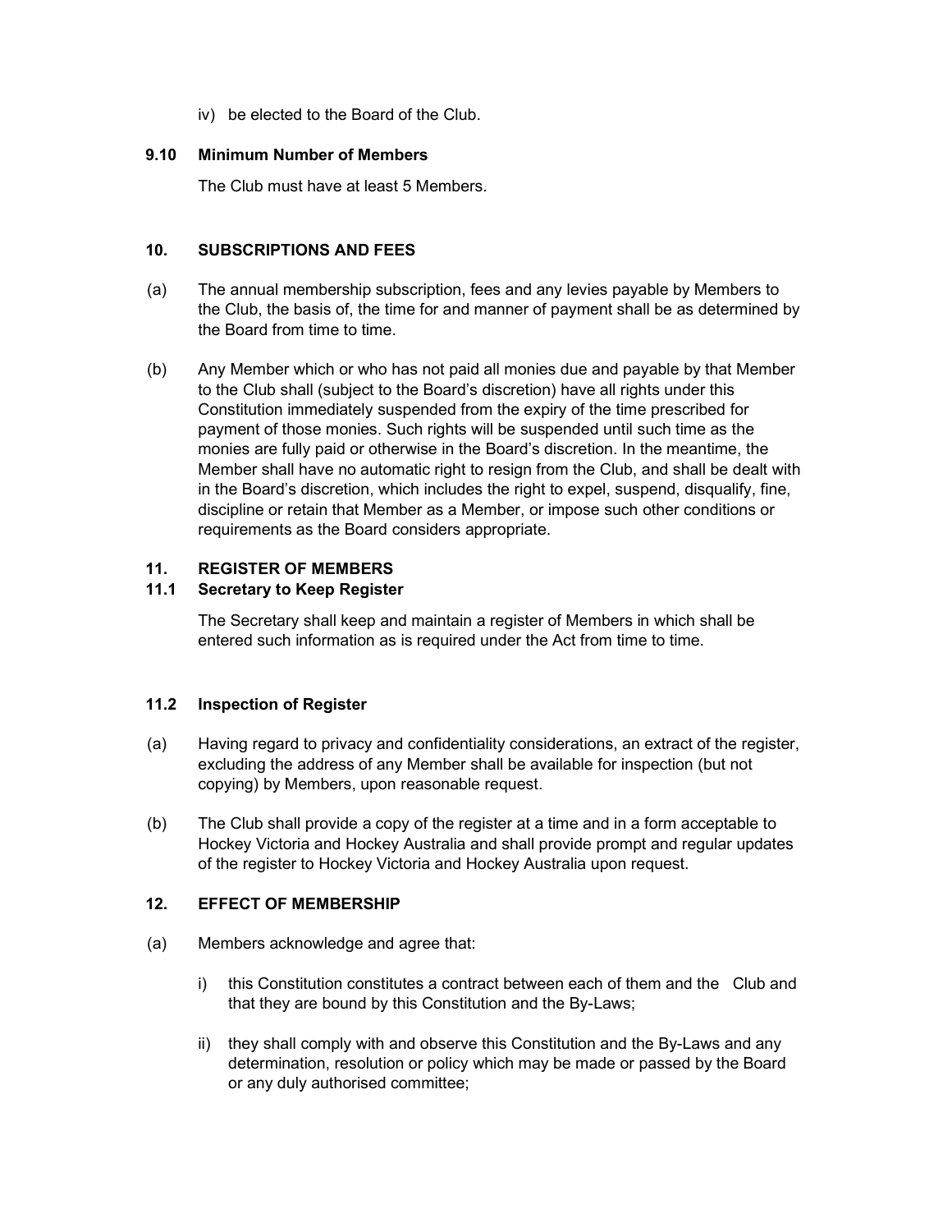iv) be elected to the Board of the Club.

### 9.10 Minimum Number of Members

The Club must have at least 5 Members.

## 10. SUBSCRIPTIONS AND FEES

(a) The annual membership subscription, fees and any levies payable by Members to the Club, the basis of, the time for and manner of payment shall be as determined by the Board from time to time.

(b) Any Member which or who has not paid all monies due and payable by that Member to the Club shall (subject to the Board's discretion) have all rights under this Constitution immediately suspended from the expiry of the time prescribed for payment of those monies. Such rights will be suspended until such time as the monies are fully paid or otherwise in the Board's discretion. In the meantime, the Member shall have no automatic right to resign from the Club, and shall be dealt with in the Board's discretion, which includes the right to expel, suspend, disqualify, fine, discipline or retain that Member as a Member, or impose such other conditions or requirements as the Board considers appropriate.

## 11. REGISTER OF MEMBERS

### 11.1 Secretary to Keep Register

The Secretary shall keep and maintain a register of Members in which shall be entered such information as is required under the Act from time to time.

### 11.2 Inspection of Register

(a) Having regard to privacy and confidentiality considerations, an extract of the register, excluding the address of any Member shall be available for inspection (but not copying) by Members, upon reasonable request.

(b) The Club shall provide a copy of the register at a time and in a form acceptable to Hockey Victoria and Hockey Australia and shall provide prompt and regular updates of the register to Hockey Victoria and Hockey Australia upon request.

## 12. EFFECT OF MEMBERSHIP

(a) Members acknowledge and agree that:

i) this Constitution constitutes a contract between each of them and the Club and that they are bound by this Constitution and the By-Laws;

ii) they shall comply with and observe this Constitution and the By-Laws and any determination, resolution or policy which may be made or passed by the Board or any duly authorised committee;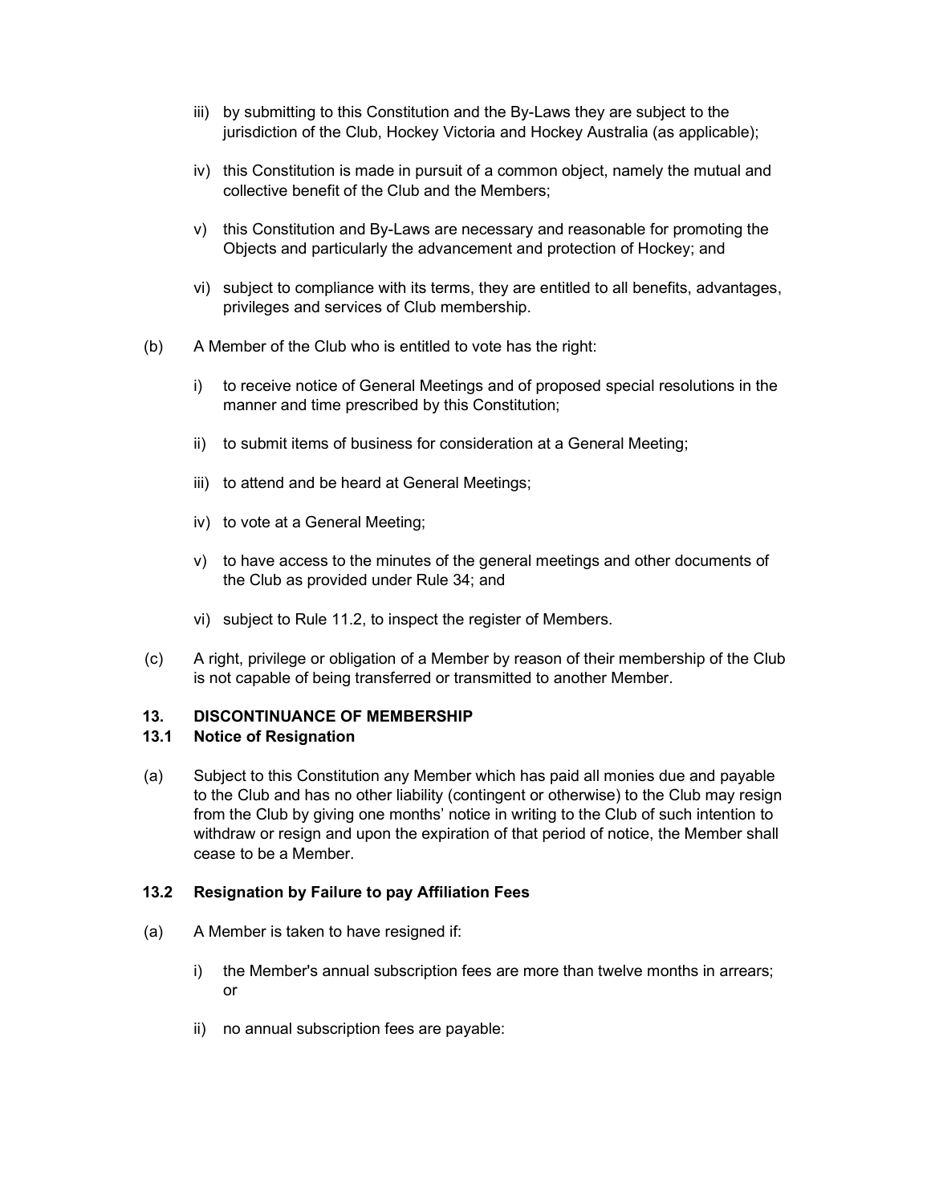iii) by submitting to this Constitution and the By-Laws they are subject to the jurisdiction of the Club, Hockey Victoria and Hockey Australia (as applicable);

iv) this Constitution is made in pursuit of a common object, namely the mutual and collective benefit of the Club and the Members;

v) this Constitution and By-Laws are necessary and reasonable for promoting the Objects and particularly the advancement and protection of Hockey; and

vi) subject to compliance with its terms, they are entitled to all benefits, advantages, privileges and services of Club membership.

(b) A Member of the Club who is entitled to vote has the right:

i) to receive notice of General Meetings and of proposed special resolutions in the manner and time prescribed by this Constitution;

ii) to submit items of business for consideration at a General Meeting;

iii) to attend and be heard at General Meetings;

iv) to vote at a General Meeting;

v) to have access to the minutes of the general meetings and other documents of the Club as provided under Rule 34; and

vi) subject to Rule 11.2, to inspect the register of Members.

(c) A right, privilege or obligation of a Member by reason of their membership of the Club is not capable of being transferred or transmitted to another Member.

## 13. DISCONTINUANCE OF MEMBERSHIP

### 13.1 Notice of Resignation

(a) Subject to this Constitution any Member which has paid all monies due and payable to the Club and has no other liability (contingent or otherwise) to the Club may resign from the Club by giving one months' notice in writing to the Club of such intention to withdraw or resign and upon the expiration of that period of notice, the Member shall cease to be a Member.

### 13.2 Resignation by Failure to pay Affiliation Fees

(a) A Member is taken to have resigned if:

i) the Member's annual subscription fees are more than twelve months in arrears; or

ii) no annual subscription fees are payable: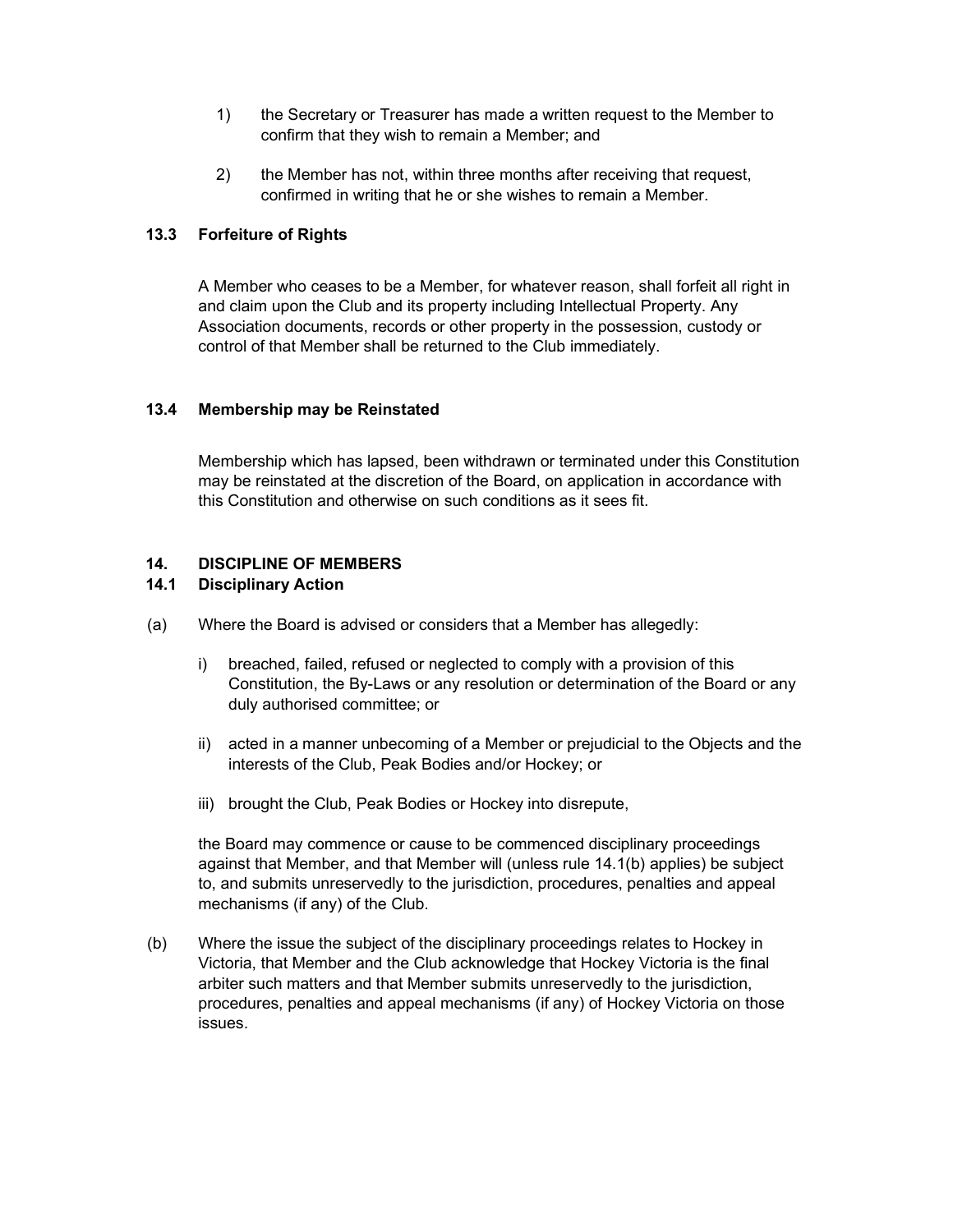1) the Secretary or Treasurer has made a written request to the Member to confirm that they wish to remain a Member; and

2) the Member has not, within three months after receiving that request, confirmed in writing that he or she wishes to remain a Member.

### 13.3 Forfeiture of Rights

A Member who ceases to be a Member, for whatever reason, shall forfeit all right in and claim upon the Club and its property including Intellectual Property. Any Association documents, records or other property in the possession, custody or control of that Member shall be returned to the Club immediately.

### 13.4 Membership may be Reinstated

Membership which has lapsed, been withdrawn or terminated under this Constitution may be reinstated at the discretion of the Board, on application in accordance with this Constitution and otherwise on such conditions as it sees fit.

## 14. DISCIPLINE OF MEMBERS

### 14.1 Disciplinary Action

(a) Where the Board is advised or considers that a Member has allegedly:

i) breached, failed, refused or neglected to comply with a provision of this Constitution, the By-Laws or any resolution or determination of the Board or any duly authorised committee; or

ii) acted in a manner unbecoming of a Member or prejudicial to the Objects and the interests of the Club, Peak Bodies and/or Hockey; or

iii) brought the Club, Peak Bodies or Hockey into disrepute,

the Board may commence or cause to be commenced disciplinary proceedings against that Member, and that Member will (unless rule 14.1(b) applies) be subject to, and submits unreservedly to the jurisdiction, procedures, penalties and appeal mechanisms (if any) of the Club.

(b) Where the issue the subject of the disciplinary proceedings relates to Hockey in Victoria, that Member and the Club acknowledge that Hockey Victoria is the final arbiter such matters and that Member submits unreservedly to the jurisdiction, procedures, penalties and appeal mechanisms (if any) of Hockey Victoria on those issues.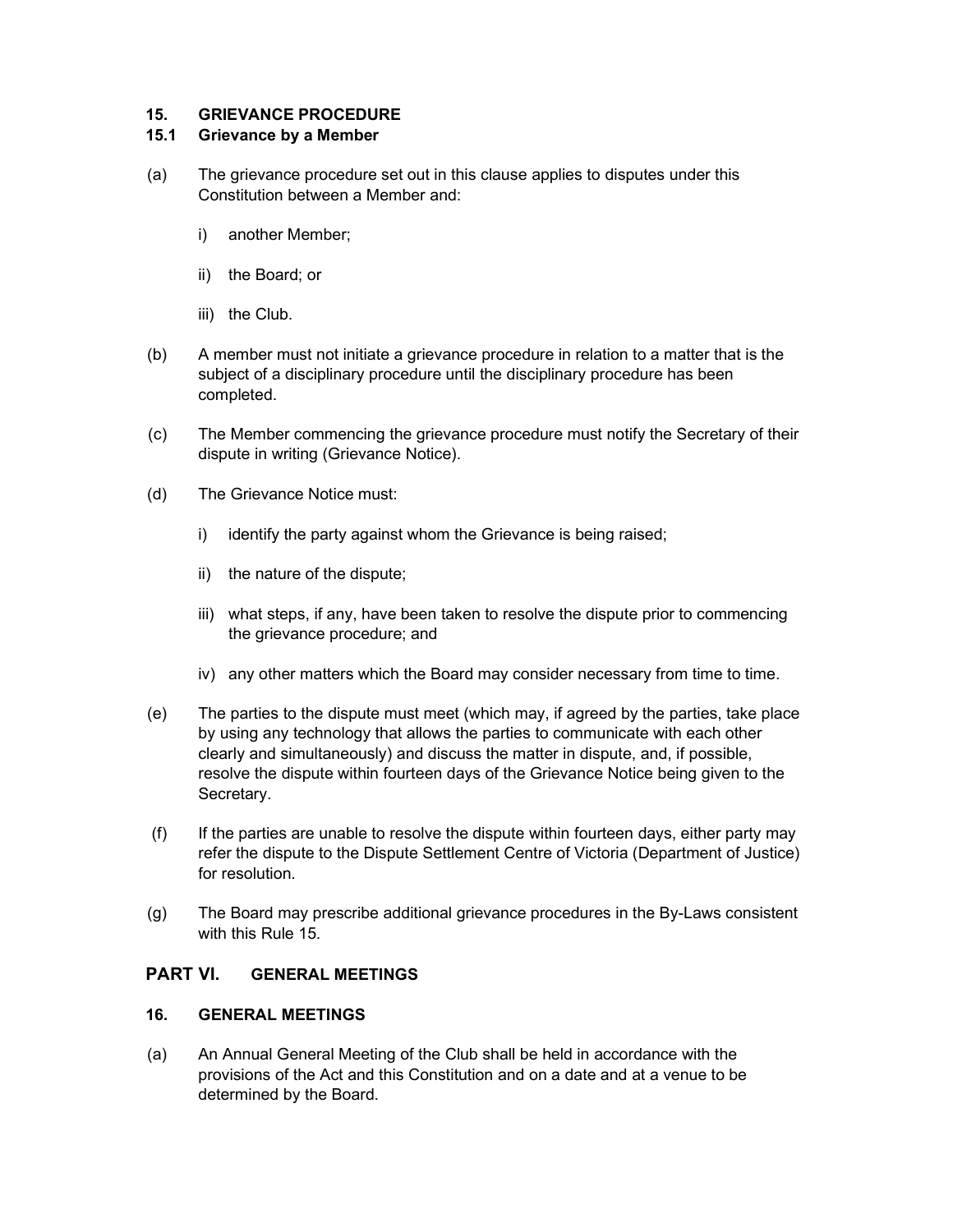## 15. GRIEVANCE PROCEDURE

### 15.1 Grievance by a Member

(a) The grievance procedure set out in this clause applies to disputes under this Constitution between a Member and:

   i) another Member;

   ii) the Board; or

   iii) the Club.

(b) A member must not initiate a grievance procedure in relation to a matter that is the subject of a disciplinary procedure until the disciplinary procedure has been completed.

(c) The Member commencing the grievance procedure must notify the Secretary of their dispute in writing (Grievance Notice).

(d) The Grievance Notice must:

   i) identify the party against whom the Grievance is being raised;

   ii) the nature of the dispute;

   iii) what steps, if any, have been taken to resolve the dispute prior to commencing the grievance procedure; and

   iv) any other matters which the Board may consider necessary from time to time.

(e) The parties to the dispute must meet (which may, if agreed by the parties, take place by using any technology that allows the parties to communicate with each other clearly and simultaneously) and discuss the matter in dispute, and, if possible, resolve the dispute within fourteen days of the Grievance Notice being given to the Secretary.

(f) If the parties are unable to resolve the dispute within fourteen days, either party may refer the dispute to the Dispute Settlement Centre of Victoria (Department of Justice) for resolution.

(g) The Board may prescribe additional grievance procedures in the By-Laws consistent with this Rule 15.

# PART VI. GENERAL MEETINGS

## 16. GENERAL MEETINGS

(a) An Annual General Meeting of the Club shall be held in accordance with the provisions of the Act and this Constitution and on a date and at a venue to be determined by the Board.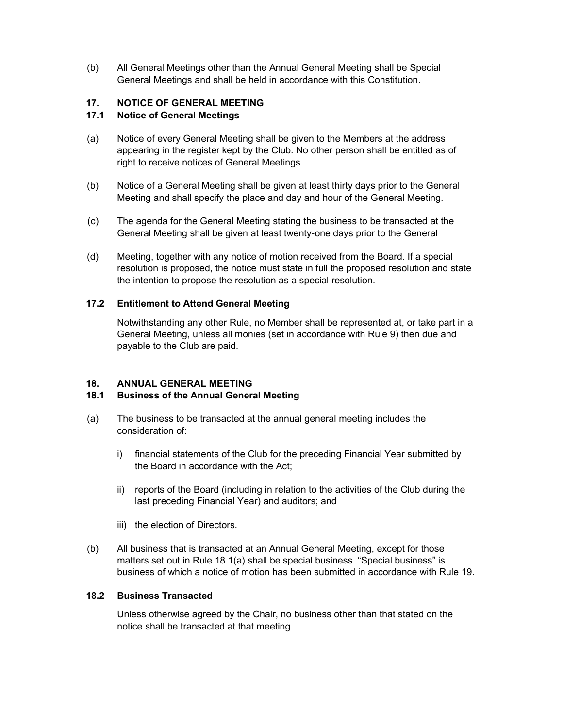(b) All General Meetings other than the Annual General Meeting shall be Special General Meetings and shall be held in accordance with this Constitution.

## 17. NOTICE OF GENERAL MEETING

### 17.1 Notice of General Meetings

(a) Notice of every General Meeting shall be given to the Members at the address appearing in the register kept by the Club. No other person shall be entitled as of right to receive notices of General Meetings.

(b) Notice of a General Meeting shall be given at least thirty days prior to the General Meeting and shall specify the place and day and hour of the General Meeting.

(c) The agenda for the General Meeting stating the business to be transacted at the General Meeting shall be given at least twenty-one days prior to the General

(d) Meeting, together with any notice of motion received from the Board. If a special resolution is proposed, the notice must state in full the proposed resolution and state the intention to propose the resolution as a special resolution.

### 17.2 Entitlement to Attend General Meeting

Notwithstanding any other Rule, no Member shall be represented at, or take part in a General Meeting, unless all monies (set in accordance with Rule 9) then due and payable to the Club are paid.

## 18. ANNUAL GENERAL MEETING

### 18.1 Business of the Annual General Meeting

(a) The business to be transacted at the annual general meeting includes the consideration of:

i) financial statements of the Club for the preceding Financial Year submitted by the Board in accordance with the Act;

ii) reports of the Board (including in relation to the activities of the Club during the last preceding Financial Year) and auditors; and

iii) the election of Directors.

(b) All business that is transacted at an Annual General Meeting, except for those matters set out in Rule 18.1(a) shall be special business. "Special business" is business of which a notice of motion has been submitted in accordance with Rule 19.

### 18.2 Business Transacted

Unless otherwise agreed by the Chair, no business other than that stated on the notice shall be transacted at that meeting.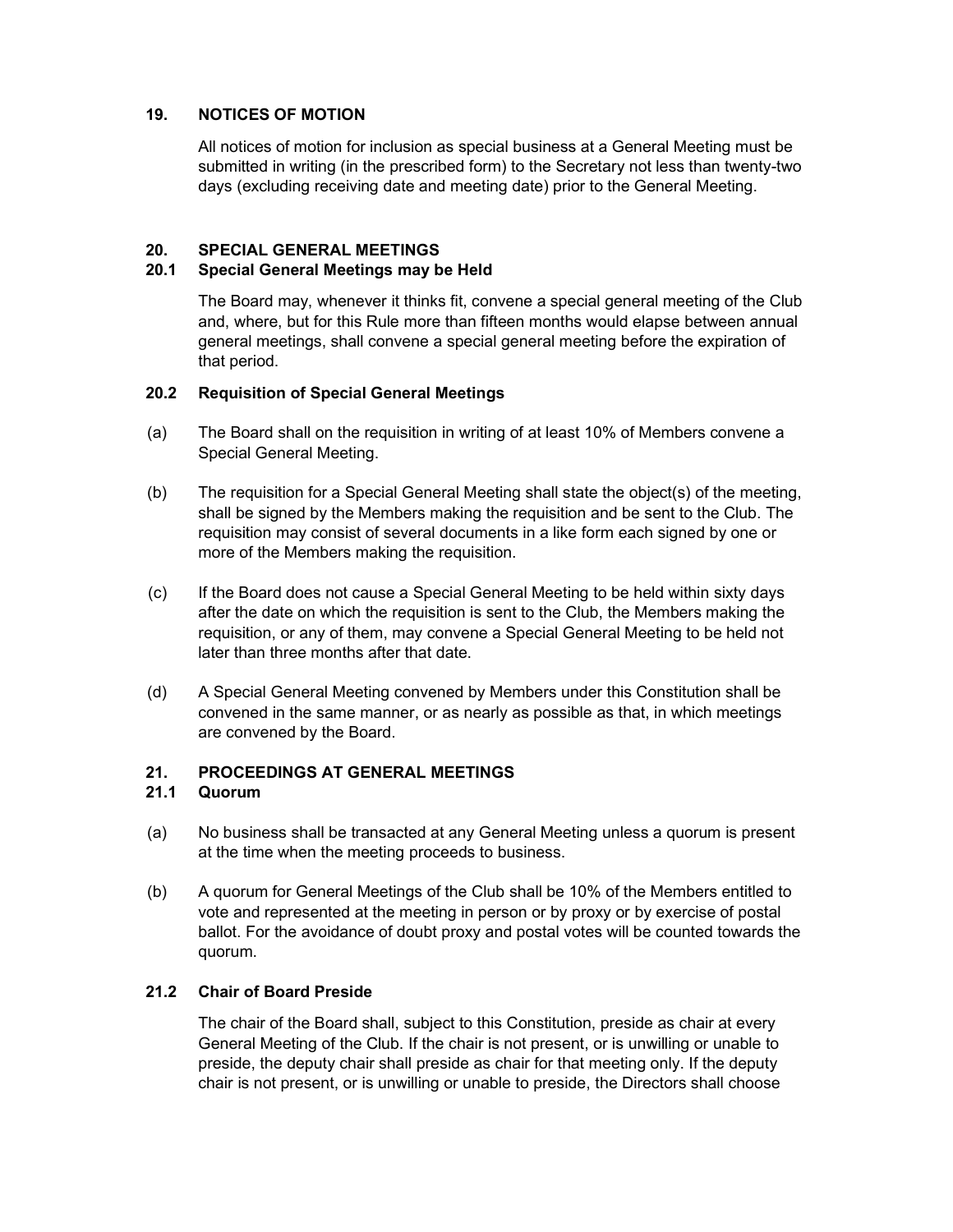## 19. NOTICES OF MOTION

All notices of motion for inclusion as special business at a General Meeting must be submitted in writing (in the prescribed form) to the Secretary not less than twenty-two days (excluding receiving date and meeting date) prior to the General Meeting.

## 20. SPECIAL GENERAL MEETINGS

### 20.1 Special General Meetings may be Held

The Board may, whenever it thinks fit, convene a special general meeting of the Club and, where, but for this Rule more than fifteen months would elapse between annual general meetings, shall convene a special general meeting before the expiration of that period.

### 20.2 Requisition of Special General Meetings

(a) The Board shall on the requisition in writing of at least 10% of Members convene a Special General Meeting.

(b) The requisition for a Special General Meeting shall state the object(s) of the meeting, shall be signed by the Members making the requisition and be sent to the Club. The requisition may consist of several documents in a like form each signed by one or more of the Members making the requisition.

(c) If the Board does not cause a Special General Meeting to be held within sixty days after the date on which the requisition is sent to the Club, the Members making the requisition, or any of them, may convene a Special General Meeting to be held not later than three months after that date.

(d) A Special General Meeting convened by Members under this Constitution shall be convened in the same manner, or as nearly as possible as that, in which meetings are convened by the Board.

## 21. PROCEEDINGS AT GENERAL MEETINGS

### 21.1 Quorum

(a) No business shall be transacted at any General Meeting unless a quorum is present at the time when the meeting proceeds to business.

(b) A quorum for General Meetings of the Club shall be 10% of the Members entitled to vote and represented at the meeting in person or by proxy or by exercise of postal ballot. For the avoidance of doubt proxy and postal votes will be counted towards the quorum.

### 21.2 Chair of Board Preside

The chair of the Board shall, subject to this Constitution, preside as chair at every General Meeting of the Club. If the chair is not present, or is unwilling or unable to preside, the deputy chair shall preside as chair for that meeting only. If the deputy chair is not present, or is unwilling or unable to preside, the Directors shall choose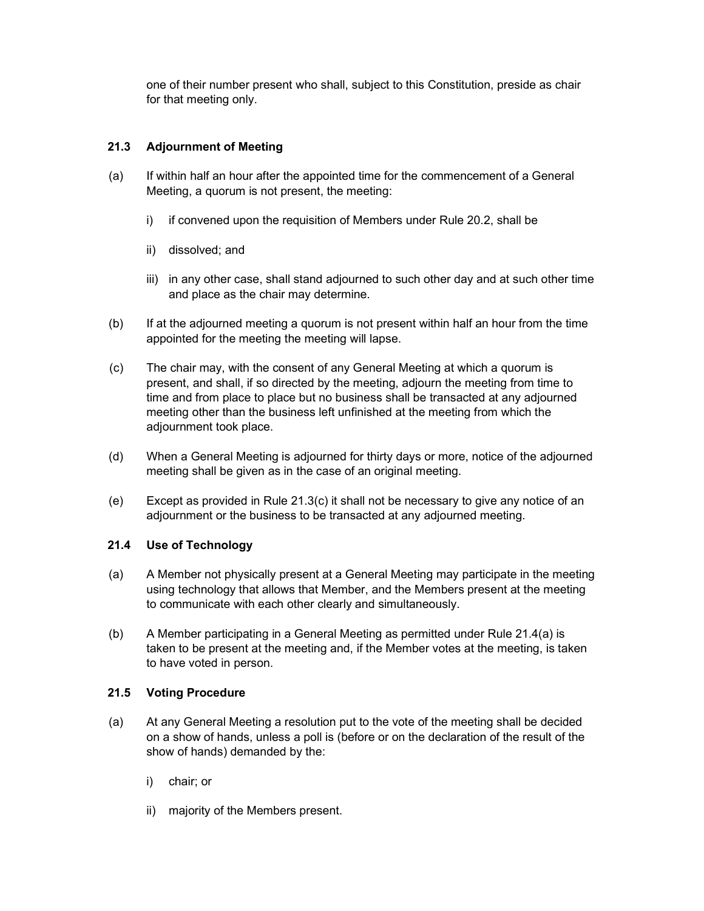one of their number present who shall, subject to this Constitution, preside as chair for that meeting only.

### 21.3 Adjournment of Meeting

(a) If within half an hour after the appointed time for the commencement of a General Meeting, a quorum is not present, the meeting:

i) if convened upon the requisition of Members under Rule 20.2, shall be

ii) dissolved; and

iii) in any other case, shall stand adjourned to such other day and at such other time and place as the chair may determine.

(b) If at the adjourned meeting a quorum is not present within half an hour from the time appointed for the meeting the meeting will lapse.

(c) The chair may, with the consent of any General Meeting at which a quorum is present, and shall, if so directed by the meeting, adjourn the meeting from time to time and from place to place but no business shall be transacted at any adjourned meeting other than the business left unfinished at the meeting from which the adjournment took place.

(d) When a General Meeting is adjourned for thirty days or more, notice of the adjourned meeting shall be given as in the case of an original meeting.

(e) Except as provided in Rule 21.3(c) it shall not be necessary to give any notice of an adjournment or the business to be transacted at any adjourned meeting.

### 21.4 Use of Technology

(a) A Member not physically present at a General Meeting may participate in the meeting using technology that allows that Member, and the Members present at the meeting to communicate with each other clearly and simultaneously.

(b) A Member participating in a General Meeting as permitted under Rule 21.4(a) is taken to be present at the meeting and, if the Member votes at the meeting, is taken to have voted in person.

### 21.5 Voting Procedure

(a) At any General Meeting a resolution put to the vote of the meeting shall be decided on a show of hands, unless a poll is (before or on the declaration of the result of the show of hands) demanded by the:

i) chair; or

ii) majority of the Members present.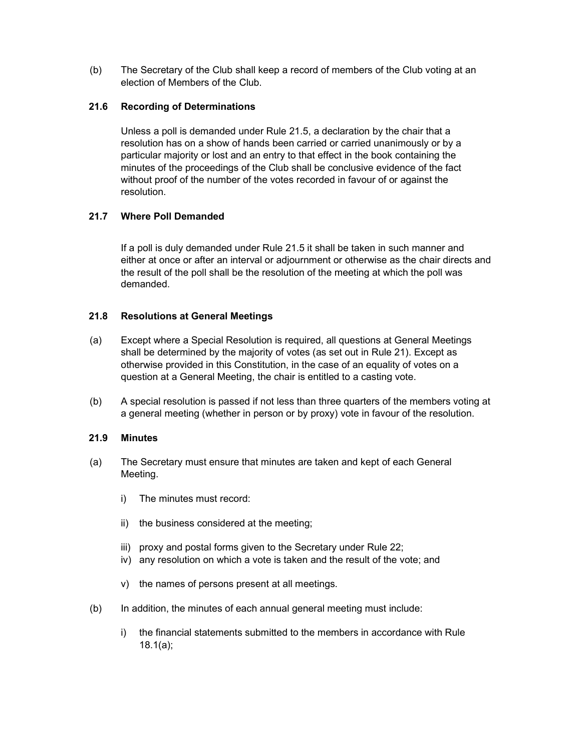(b) The Secretary of the Club shall keep a record of members of the Club voting at an election of Members of the Club.

### 21.6 Recording of Determinations

Unless a poll is demanded under Rule 21.5, a declaration by the chair that a resolution has on a show of hands been carried or carried unanimously or by a particular majority or lost and an entry to that effect in the book containing the minutes of the proceedings of the Club shall be conclusive evidence of the fact without proof of the number of the votes recorded in favour of or against the resolution.

### 21.7 Where Poll Demanded

If a poll is duly demanded under Rule 21.5 it shall be taken in such manner and either at once or after an interval or adjournment or otherwise as the chair directs and the result of the poll shall be the resolution of the meeting at which the poll was demanded.

### 21.8 Resolutions at General Meetings

(a) Except where a Special Resolution is required, all questions at General Meetings shall be determined by the majority of votes (as set out in Rule 21). Except as otherwise provided in this Constitution, in the case of an equality of votes on a question at a General Meeting, the chair is entitled to a casting vote.

(b) A special resolution is passed if not less than three quarters of the members voting at a general meeting (whether in person or by proxy) vote in favour of the resolution.

### 21.9 Minutes

(a) The Secretary must ensure that minutes are taken and kept of each General Meeting.

i) The minutes must record:

ii) the business considered at the meeting;

iii) proxy and postal forms given to the Secretary under Rule 22;

iv) any resolution on which a vote is taken and the result of the vote; and

v) the names of persons present at all meetings.

(b) In addition, the minutes of each annual general meeting must include:

i) the financial statements submitted to the members in accordance with Rule 18.1(a);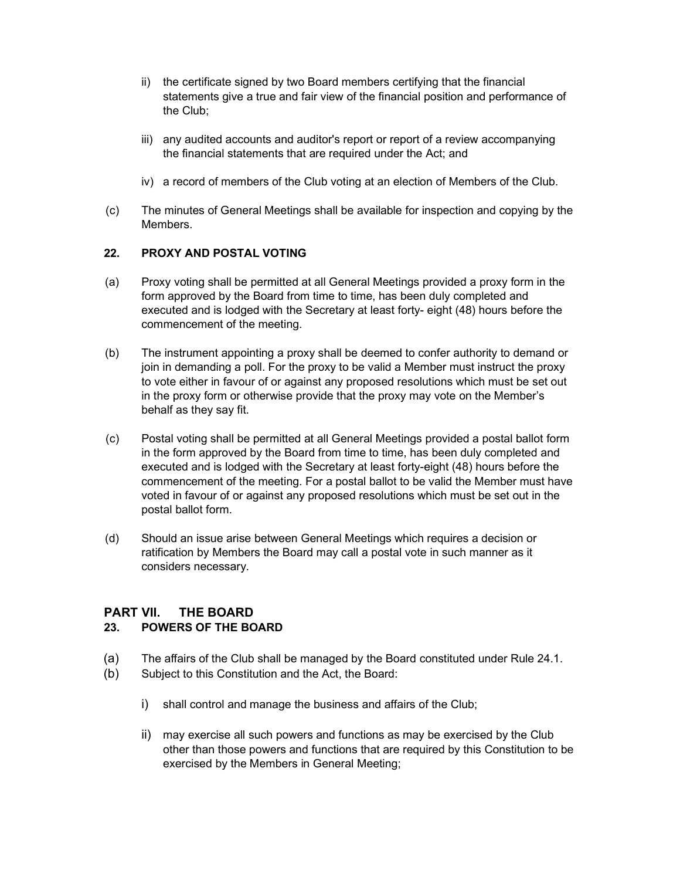ii) the certificate signed by two Board members certifying that the financial statements give a true and fair view of the financial position and performance of the Club;

iii) any audited accounts and auditor's report or report of a review accompanying the financial statements that are required under the Act; and

iv) a record of members of the Club voting at an election of Members of the Club.

(c) The minutes of General Meetings shall be available for inspection and copying by the Members.

### 22. PROXY AND POSTAL VOTING

(a) Proxy voting shall be permitted at all General Meetings provided a proxy form in the form approved by the Board from time to time, has been duly completed and executed and is lodged with the Secretary at least forty- eight (48) hours before the commencement of the meeting.

(b) The instrument appointing a proxy shall be deemed to confer authority to demand or join in demanding a poll. For the proxy to be valid a Member must instruct the proxy to vote either in favour of or against any proposed resolutions which must be set out in the proxy form or otherwise provide that the proxy may vote on the Member's behalf as they say fit.

(c) Postal voting shall be permitted at all General Meetings provided a postal ballot form in the form approved by the Board from time to time, has been duly completed and executed and is lodged with the Secretary at least forty-eight (48) hours before the commencement of the meeting. For a postal ballot to be valid the Member must have voted in favour of or against any proposed resolutions which must be set out in the postal ballot form.

(d) Should an issue arise between General Meetings which requires a decision or ratification by Members the Board may call a postal vote in such manner as it considers necessary.

## PART VII. THE BOARD

### 23. POWERS OF THE BOARD

(a) The affairs of the Club shall be managed by the Board constituted under Rule 24.1.

(b) Subject to this Constitution and the Act, the Board:

i) shall control and manage the business and affairs of the Club;

ii) may exercise all such powers and functions as may be exercised by the Club other than those powers and functions that are required by this Constitution to be exercised by the Members in General Meeting;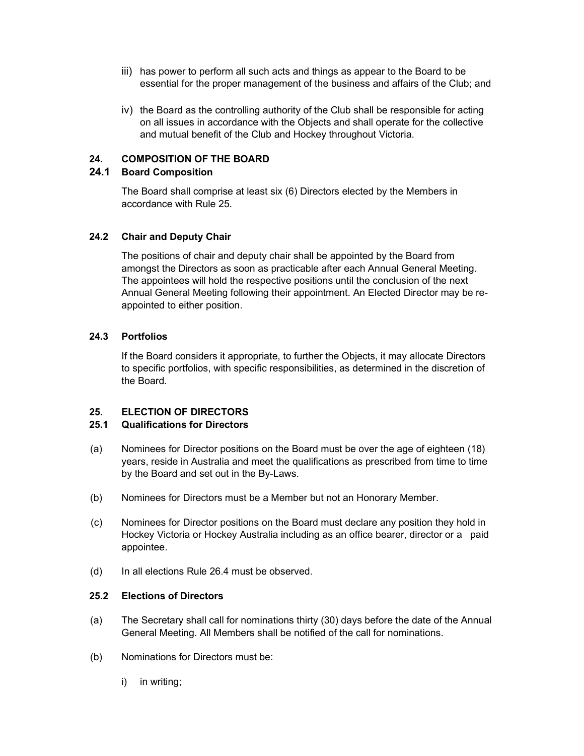iii) has power to perform all such acts and things as appear to the Board to be essential for the proper management of the business and affairs of the Club; and

iv) the Board as the controlling authority of the Club shall be responsible for acting on all issues in accordance with the Objects and shall operate for the collective and mutual benefit of the Club and Hockey throughout Victoria.

## 24. COMPOSITION OF THE BOARD

### 24.1 Board Composition

The Board shall comprise at least six (6) Directors elected by the Members in accordance with Rule 25.

### 24.2 Chair and Deputy Chair

The positions of chair and deputy chair shall be appointed by the Board from amongst the Directors as soon as practicable after each Annual General Meeting. The appointees will hold the respective positions until the conclusion of the next Annual General Meeting following their appointment. An Elected Director may be re-appointed to either position.

### 24.3 Portfolios

If the Board considers it appropriate, to further the Objects, it may allocate Directors to specific portfolios, with specific responsibilities, as determined in the discretion of the Board.

## 25. ELECTION OF DIRECTORS

### 25.1 Qualifications for Directors

(a) Nominees for Director positions on the Board must be over the age of eighteen (18) years, reside in Australia and meet the qualifications as prescribed from time to time by the Board and set out in the By-Laws.

(b) Nominees for Directors must be a Member but not an Honorary Member.

(c) Nominees for Director positions on the Board must declare any position they hold in Hockey Victoria or Hockey Australia including as an office bearer, director or a paid appointee.

(d) In all elections Rule 26.4 must be observed.

### 25.2 Elections of Directors

(a) The Secretary shall call for nominations thirty (30) days before the date of the Annual General Meeting. All Members shall be notified of the call for nominations.

(b) Nominations for Directors must be:

i) in writing;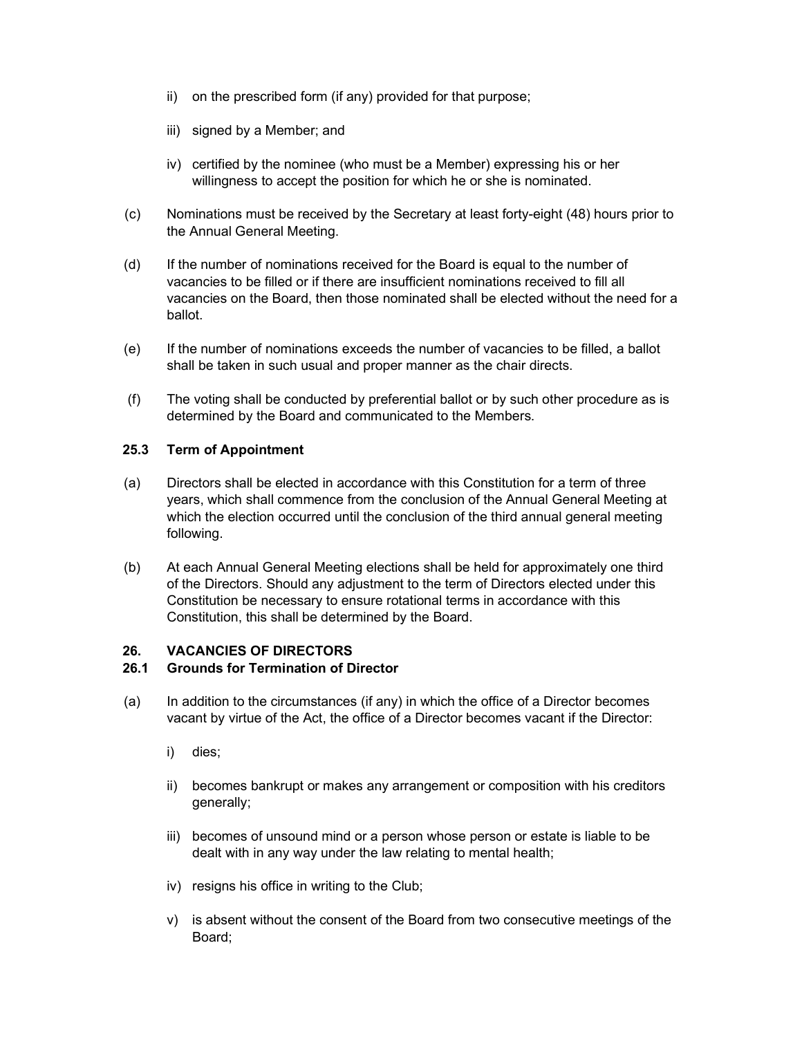ii) on the prescribed form (if any) provided for that purpose;

iii) signed by a Member; and

iv) certified by the nominee (who must be a Member) expressing his or her willingness to accept the position for which he or she is nominated.

(c) Nominations must be received by the Secretary at least forty-eight (48) hours prior to the Annual General Meeting.

(d) If the number of nominations received for the Board is equal to the number of vacancies to be filled or if there are insufficient nominations received to fill all vacancies on the Board, then those nominated shall be elected without the need for a ballot.

(e) If the number of nominations exceeds the number of vacancies to be filled, a ballot shall be taken in such usual and proper manner as the chair directs.

(f) The voting shall be conducted by preferential ballot or by such other procedure as is determined by the Board and communicated to the Members.

### 25.3 Term of Appointment

(a) Directors shall be elected in accordance with this Constitution for a term of three years, which shall commence from the conclusion of the Annual General Meeting at which the election occurred until the conclusion of the third annual general meeting following.

(b) At each Annual General Meeting elections shall be held for approximately one third of the Directors. Should any adjustment to the term of Directors elected under this Constitution be necessary to ensure rotational terms in accordance with this Constitution, this shall be determined by the Board.

## 26. VACANCIES OF DIRECTORS

### 26.1 Grounds for Termination of Director

(a) In addition to the circumstances (if any) in which the office of a Director becomes vacant by virtue of the Act, the office of a Director becomes vacant if the Director:

i) dies;

ii) becomes bankrupt or makes any arrangement or composition with his creditors generally;

iii) becomes of unsound mind or a person whose person or estate is liable to be dealt with in any way under the law relating to mental health;

iv) resigns his office in writing to the Club;

v) is absent without the consent of the Board from two consecutive meetings of the Board;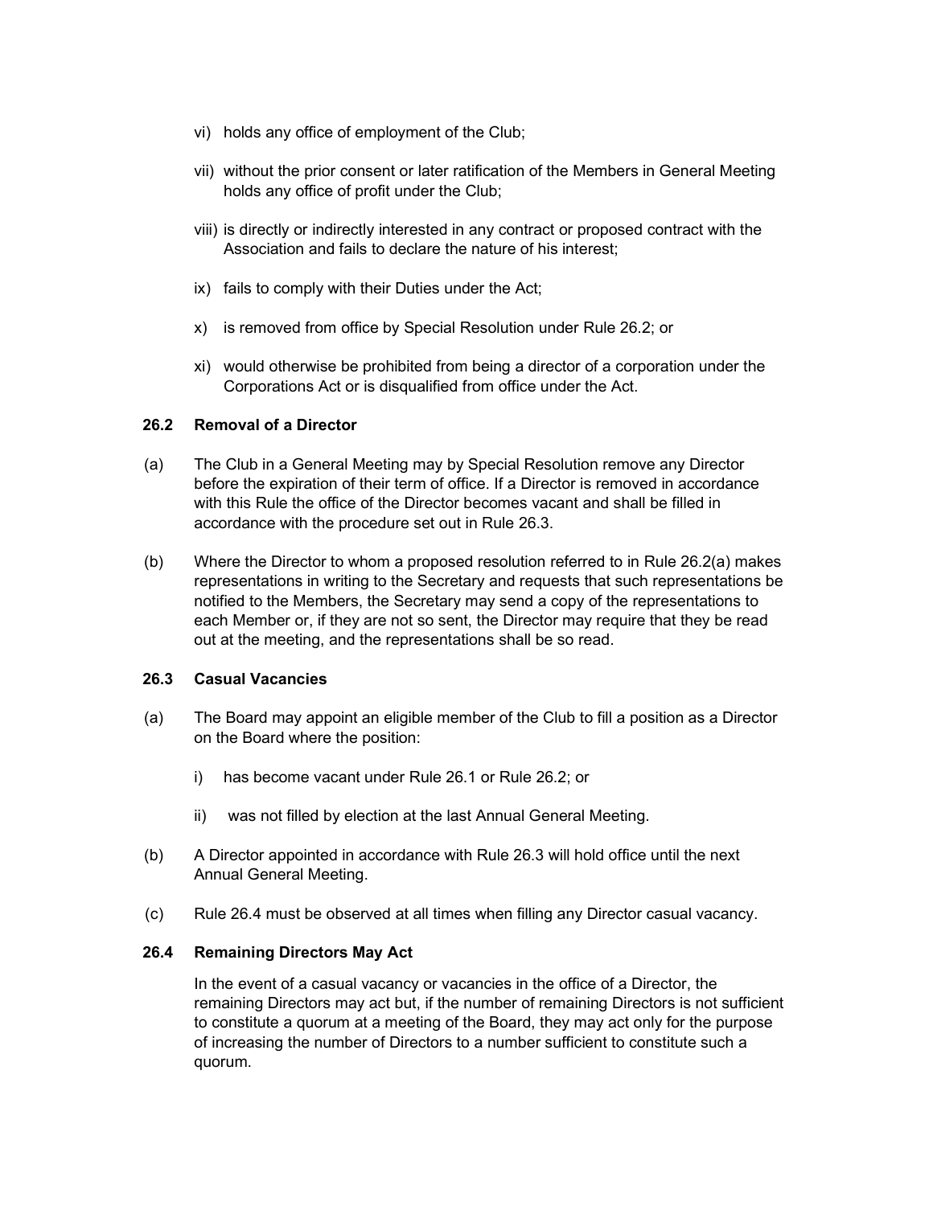vi) holds any office of employment of the Club;

vii) without the prior consent or later ratification of the Members in General Meeting holds any office of profit under the Club;

viii) is directly or indirectly interested in any contract or proposed contract with the Association and fails to declare the nature of his interest;

ix) fails to comply with their Duties under the Act;

x) is removed from office by Special Resolution under Rule 26.2; or

xi) would otherwise be prohibited from being a director of a corporation under the Corporations Act or is disqualified from office under the Act.

### 26.2 Removal of a Director

(a) The Club in a General Meeting may by Special Resolution remove any Director before the expiration of their term of office. If a Director is removed in accordance with this Rule the office of the Director becomes vacant and shall be filled in accordance with the procedure set out in Rule 26.3.

(b) Where the Director to whom a proposed resolution referred to in Rule 26.2(a) makes representations in writing to the Secretary and requests that such representations be notified to the Members, the Secretary may send a copy of the representations to each Member or, if they are not so sent, the Director may require that they be read out at the meeting, and the representations shall be so read.

### 26.3 Casual Vacancies

(a) The Board may appoint an eligible member of the Club to fill a position as a Director on the Board where the position:

i) has become vacant under Rule 26.1 or Rule 26.2; or

ii) was not filled by election at the last Annual General Meeting.

(b) A Director appointed in accordance with Rule 26.3 will hold office until the next Annual General Meeting.

(c) Rule 26.4 must be observed at all times when filling any Director casual vacancy.

### 26.4 Remaining Directors May Act

In the event of a casual vacancy or vacancies in the office of a Director, the remaining Directors may act but, if the number of remaining Directors is not sufficient to constitute a quorum at a meeting of the Board, they may act only for the purpose of increasing the number of Directors to a number sufficient to constitute such a quorum.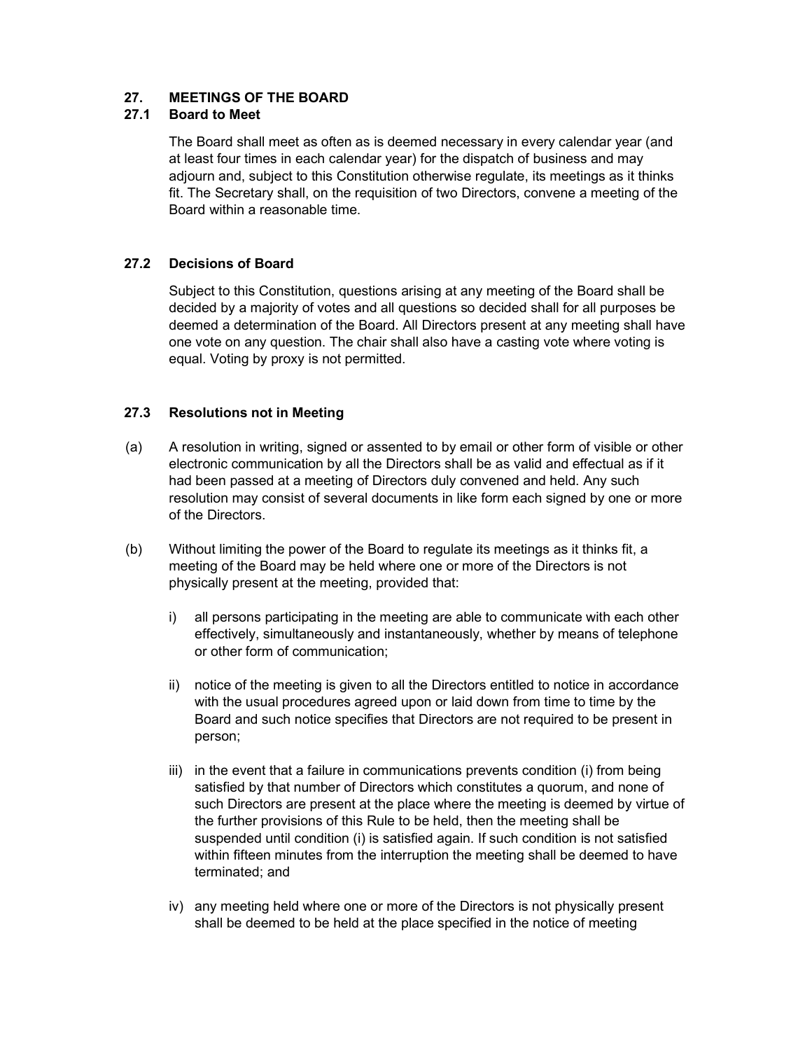## 27. MEETINGS OF THE BOARD

### 27.1 Board to Meet

The Board shall meet as often as is deemed necessary in every calendar year (and at least four times in each calendar year) for the dispatch of business and may adjourn and, subject to this Constitution otherwise regulate, its meetings as it thinks fit. The Secretary shall, on the requisition of two Directors, convene a meeting of the Board within a reasonable time.

### 27.2 Decisions of Board

Subject to this Constitution, questions arising at any meeting of the Board shall be decided by a majority of votes and all questions so decided shall for all purposes be deemed a determination of the Board. All Directors present at any meeting shall have one vote on any question. The chair shall also have a casting vote where voting is equal. Voting by proxy is not permitted.

### 27.3 Resolutions not in Meeting

(a) A resolution in writing, signed or assented to by email or other form of visible or other electronic communication by all the Directors shall be as valid and effectual as if it had been passed at a meeting of Directors duly convened and held. Any such resolution may consist of several documents in like form each signed by one or more of the Directors.

(b) Without limiting the power of the Board to regulate its meetings as it thinks fit, a meeting of the Board may be held where one or more of the Directors is not physically present at the meeting, provided that:

i) all persons participating in the meeting are able to communicate with each other effectively, simultaneously and instantaneously, whether by means of telephone or other form of communication;

ii) notice of the meeting is given to all the Directors entitled to notice in accordance with the usual procedures agreed upon or laid down from time to time by the Board and such notice specifies that Directors are not required to be present in person;

iii) in the event that a failure in communications prevents condition (i) from being satisfied by that number of Directors which constitutes a quorum, and none of such Directors are present at the place where the meeting is deemed by virtue of the further provisions of this Rule to be held, then the meeting shall be suspended until condition (i) is satisfied again. If such condition is not satisfied within fifteen minutes from the interruption the meeting shall be deemed to have terminated; and

iv) any meeting held where one or more of the Directors is not physically present shall be deemed to be held at the place specified in the notice of meeting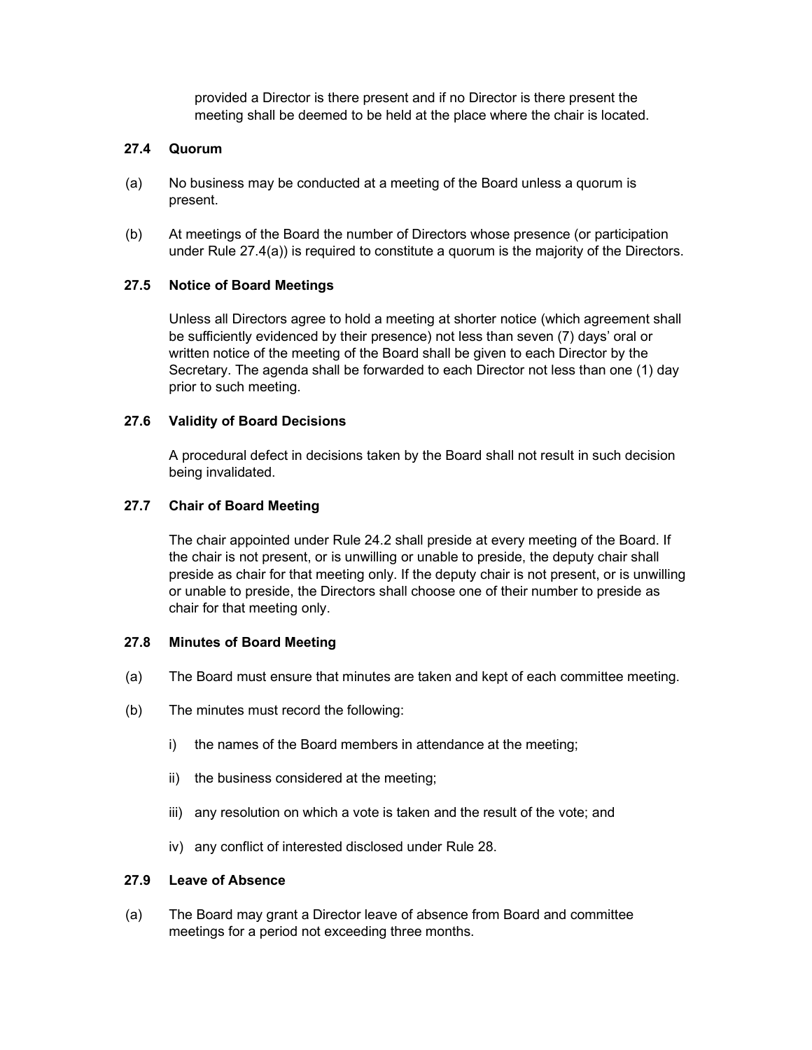provided a Director is there present and if no Director is there present the meeting shall be deemed to be held at the place where the chair is located.

### 27.4 Quorum

(a) No business may be conducted at a meeting of the Board unless a quorum is present.

(b) At meetings of the Board the number of Directors whose presence (or participation under Rule 27.4(a)) is required to constitute a quorum is the majority of the Directors.

### 27.5 Notice of Board Meetings

Unless all Directors agree to hold a meeting at shorter notice (which agreement shall be sufficiently evidenced by their presence) not less than seven (7) days' oral or written notice of the meeting of the Board shall be given to each Director by the Secretary. The agenda shall be forwarded to each Director not less than one (1) day prior to such meeting.

### 27.6 Validity of Board Decisions

A procedural defect in decisions taken by the Board shall not result in such decision being invalidated.

### 27.7 Chair of Board Meeting

The chair appointed under Rule 24.2 shall preside at every meeting of the Board. If the chair is not present, or is unwilling or unable to preside, the deputy chair shall preside as chair for that meeting only. If the deputy chair is not present, or is unwilling or unable to preside, the Directors shall choose one of their number to preside as chair for that meeting only.

### 27.8 Minutes of Board Meeting

(a) The Board must ensure that minutes are taken and kept of each committee meeting.

(b) The minutes must record the following:

  i) the names of the Board members in attendance at the meeting;

  ii) the business considered at the meeting;

  iii) any resolution on which a vote is taken and the result of the vote; and

  iv) any conflict of interested disclosed under Rule 28.

### 27.9 Leave of Absence

(a) The Board may grant a Director leave of absence from Board and committee meetings for a period not exceeding three months.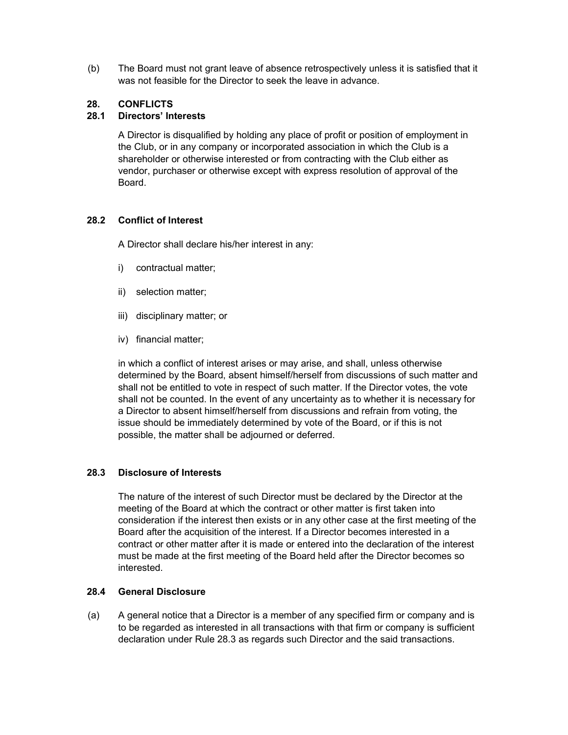(b) The Board must not grant leave of absence retrospectively unless it is satisfied that it was not feasible for the Director to seek the leave in advance.

## 28. CONFLICTS

### 28.1 Directors' Interests

A Director is disqualified by holding any place of profit or position of employment in the Club, or in any company or incorporated association in which the Club is a shareholder or otherwise interested or from contracting with the Club either as vendor, purchaser or otherwise except with express resolution of approval of the Board.

### 28.2 Conflict of Interest

A Director shall declare his/her interest in any:

i) contractual matter;

ii) selection matter;

iii) disciplinary matter; or

iv) financial matter;

in which a conflict of interest arises or may arise, and shall, unless otherwise determined by the Board, absent himself/herself from discussions of such matter and shall not be entitled to vote in respect of such matter. If the Director votes, the vote shall not be counted. In the event of any uncertainty as to whether it is necessary for a Director to absent himself/herself from discussions and refrain from voting, the issue should be immediately determined by vote of the Board, or if this is not possible, the matter shall be adjourned or deferred.

### 28.3 Disclosure of Interests

The nature of the interest of such Director must be declared by the Director at the meeting of the Board at which the contract or other matter is first taken into consideration if the interest then exists or in any other case at the first meeting of the Board after the acquisition of the interest. If a Director becomes interested in a contract or other matter after it is made or entered into the declaration of the interest must be made at the first meeting of the Board held after the Director becomes so interested.

### 28.4 General Disclosure

(a) A general notice that a Director is a member of any specified firm or company and is to be regarded as interested in all transactions with that firm or company is sufficient declaration under Rule 28.3 as regards such Director and the said transactions.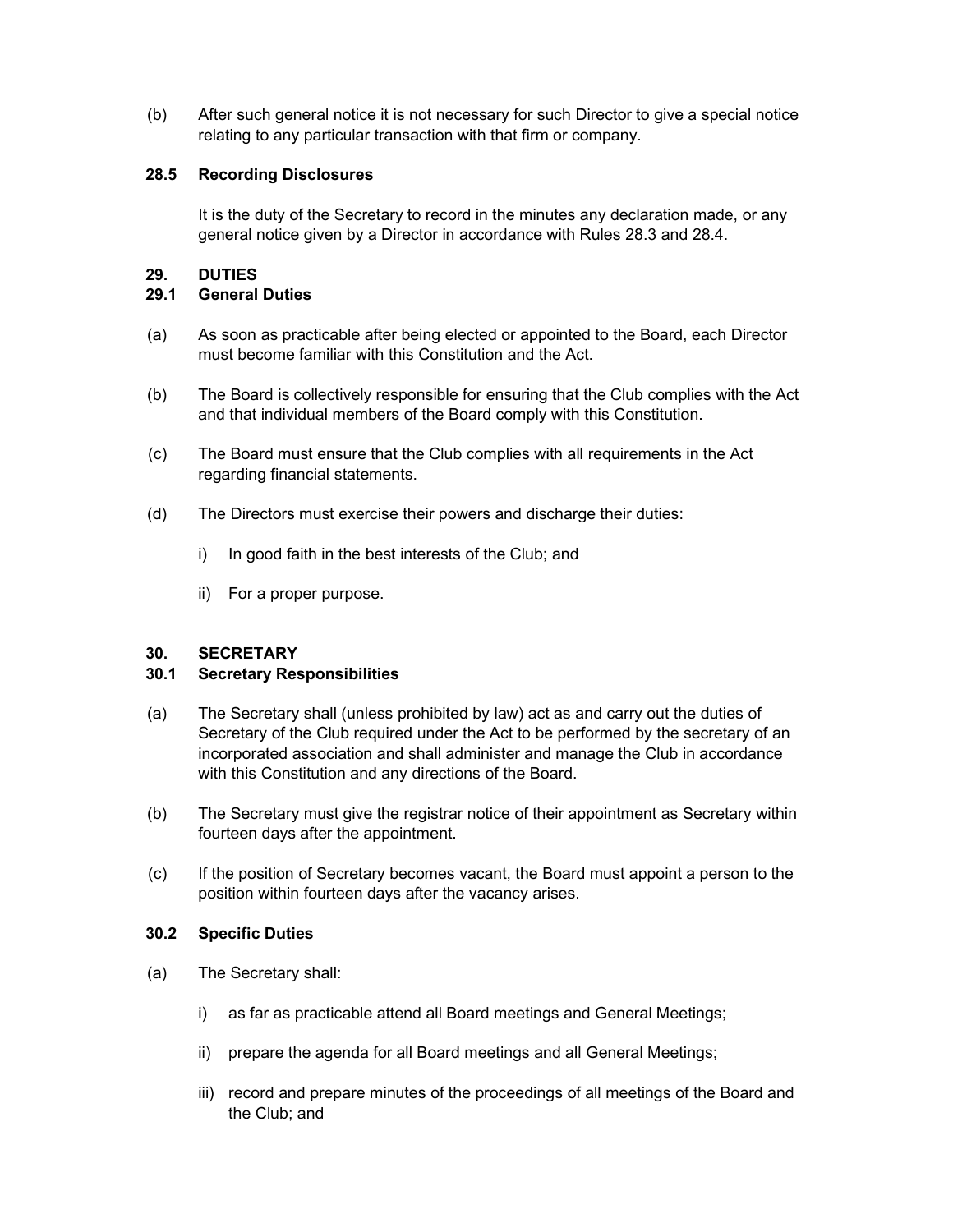(b) After such general notice it is not necessary for such Director to give a special notice relating to any particular transaction with that firm or company.

### 28.5 Recording Disclosures

It is the duty of the Secretary to record in the minutes any declaration made, or any general notice given by a Director in accordance with Rules 28.3 and 28.4.

## 29. DUTIES

### 29.1 General Duties

(a) As soon as practicable after being elected or appointed to the Board, each Director must become familiar with this Constitution and the Act.

(b) The Board is collectively responsible for ensuring that the Club complies with the Act and that individual members of the Board comply with this Constitution.

(c) The Board must ensure that the Club complies with all requirements in the Act regarding financial statements.

(d) The Directors must exercise their powers and discharge their duties:

i) In good faith in the best interests of the Club; and

ii) For a proper purpose.

## 30. SECRETARY

### 30.1 Secretary Responsibilities

(a) The Secretary shall (unless prohibited by law) act as and carry out the duties of Secretary of the Club required under the Act to be performed by the secretary of an incorporated association and shall administer and manage the Club in accordance with this Constitution and any directions of the Board.

(b) The Secretary must give the registrar notice of their appointment as Secretary within fourteen days after the appointment.

(c) If the position of Secretary becomes vacant, the Board must appoint a person to the position within fourteen days after the vacancy arises.

### 30.2 Specific Duties

(a) The Secretary shall:

i) as far as practicable attend all Board meetings and General Meetings;

ii) prepare the agenda for all Board meetings and all General Meetings;

iii) record and prepare minutes of the proceedings of all meetings of the Board and the Club; and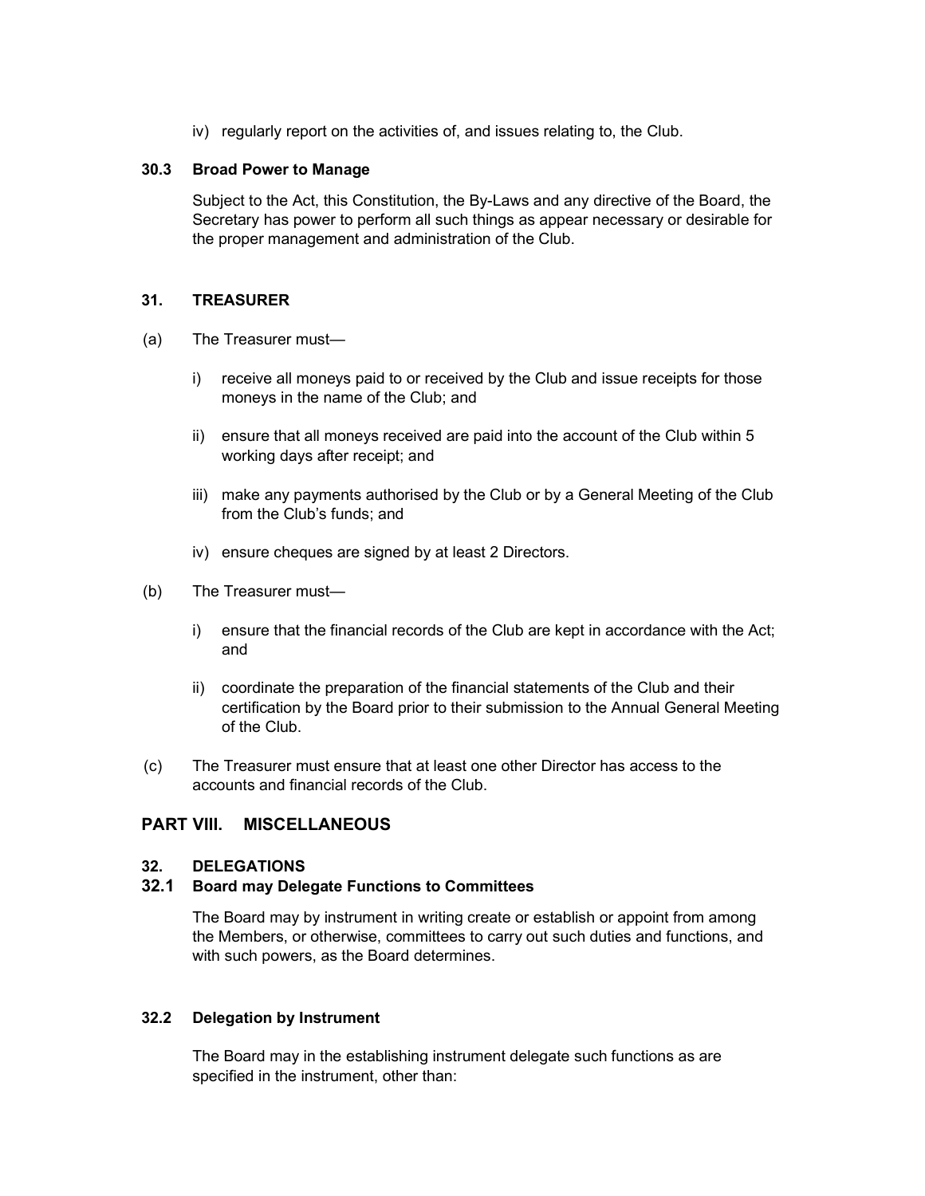iv) regularly report on the activities of, and issues relating to, the Club.

### 30.3 Broad Power to Manage

Subject to the Act, this Constitution, the By-Laws and any directive of the Board, the Secretary has power to perform all such things as appear necessary or desirable for the proper management and administration of the Club.

### 31. TREASURER

(a) The Treasurer must—

i) receive all moneys paid to or received by the Club and issue receipts for those moneys in the name of the Club; and

ii) ensure that all moneys received are paid into the account of the Club within 5 working days after receipt; and

iii) make any payments authorised by the Club or by a General Meeting of the Club from the Club's funds; and

iv) ensure cheques are signed by at least 2 Directors.

(b) The Treasurer must—

i) ensure that the financial records of the Club are kept in accordance with the Act; and

ii) coordinate the preparation of the financial statements of the Club and their certification by the Board prior to their submission to the Annual General Meeting of the Club.

(c) The Treasurer must ensure that at least one other Director has access to the accounts and financial records of the Club.

## PART VIII. MISCELLANEOUS

### 32. DELEGATIONS

### 32.1 Board may Delegate Functions to Committees

The Board may by instrument in writing create or establish or appoint from among the Members, or otherwise, committees to carry out such duties and functions, and with such powers, as the Board determines.

### 32.2 Delegation by Instrument

The Board may in the establishing instrument delegate such functions as are specified in the instrument, other than: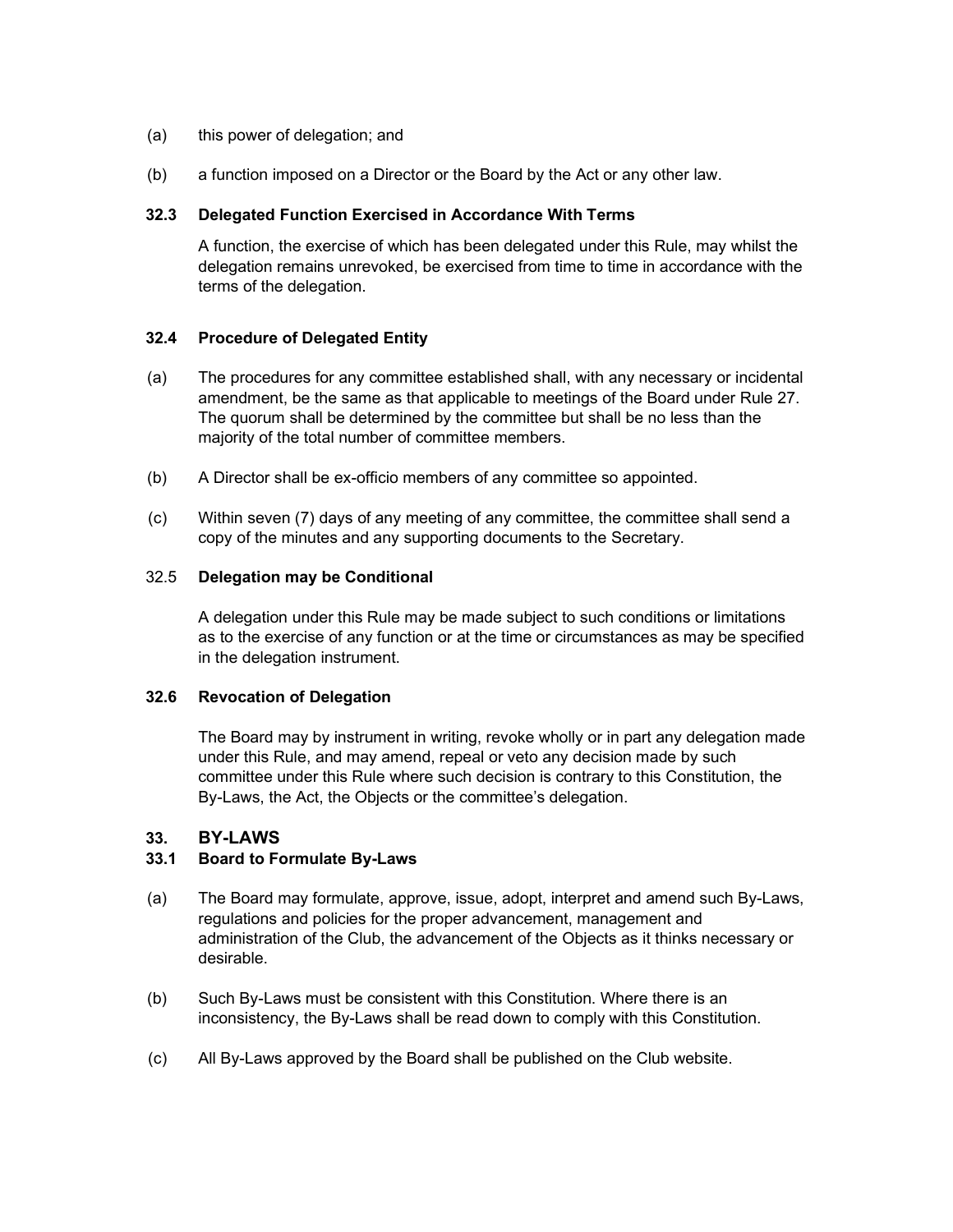(a) this power of delegation; and

(b) a function imposed on a Director or the Board by the Act or any other law.

**32.3 Delegated Function Exercised in Accordance With Terms**

A function, the exercise of which has been delegated under this Rule, may whilst the delegation remains unrevoked, be exercised from time to time in accordance with the terms of the delegation.

**32.4 Procedure of Delegated Entity**

(a) The procedures for any committee established shall, with any necessary or incidental amendment, be the same as that applicable to meetings of the Board under Rule 27. The quorum shall be determined by the committee but shall be no less than the majority of the total number of committee members.

(b) A Director shall be ex-officio members of any committee so appointed.

(c) Within seven (7) days of any meeting of any committee, the committee shall send a copy of the minutes and any supporting documents to the Secretary.

32.5 **Delegation may be Conditional**

A delegation under this Rule may be made subject to such conditions or limitations as to the exercise of any function or at the time or circumstances as may be specified in the delegation instrument.

**32.6 Revocation of Delegation**

The Board may by instrument in writing, revoke wholly or in part any delegation made under this Rule, and may amend, repeal or veto any decision made by such committee under this Rule where such decision is contrary to this Constitution, the By-Laws, the Act, the Objects or the committee's delegation.

## 33. BY-LAWS

**33.1 Board to Formulate By-Laws**

(a) The Board may formulate, approve, issue, adopt, interpret and amend such By-Laws, regulations and policies for the proper advancement, management and administration of the Club, the advancement of the Objects as it thinks necessary or desirable.

(b) Such By-Laws must be consistent with this Constitution. Where there is an inconsistency, the By-Laws shall be read down to comply with this Constitution.

(c) All By-Laws approved by the Board shall be published on the Club website.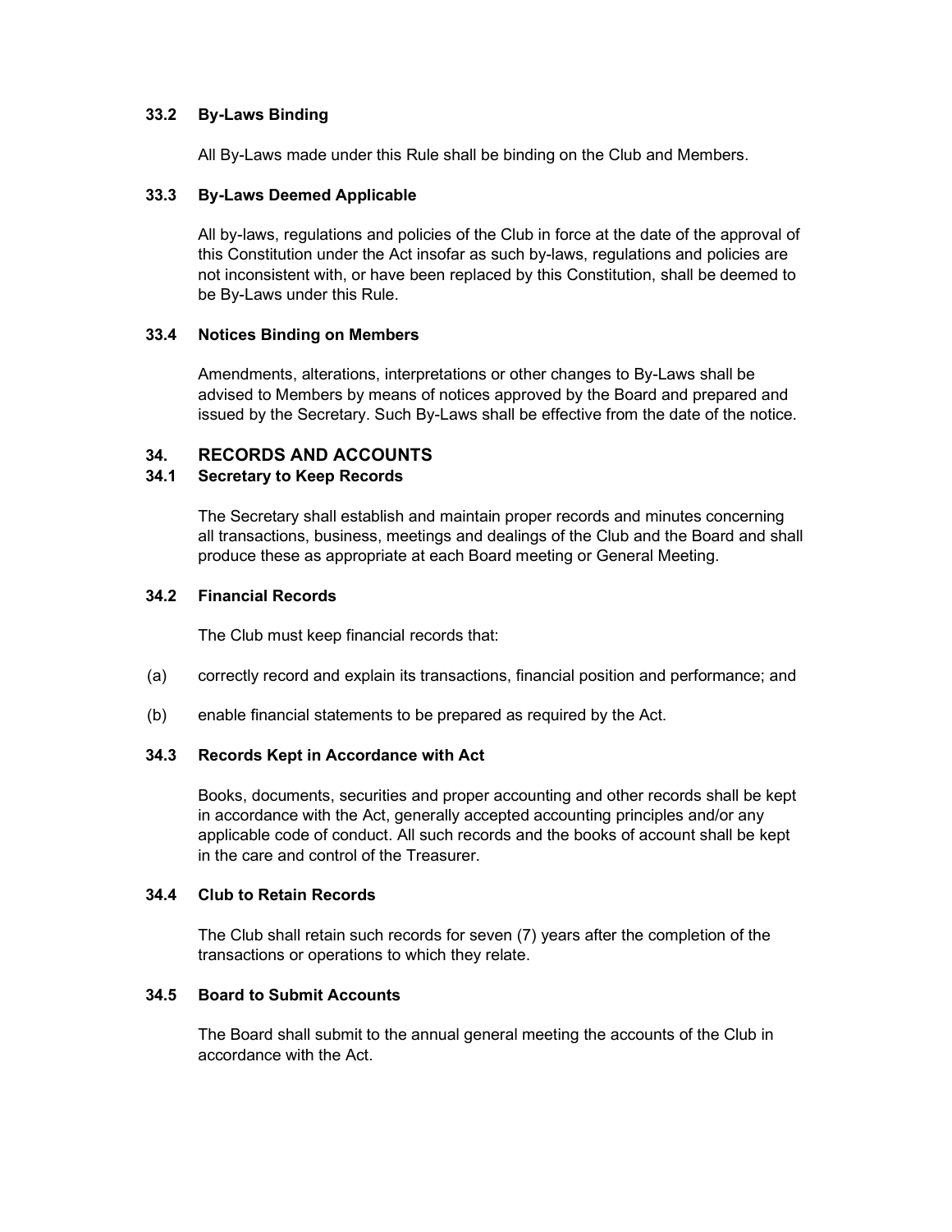### 33.2 By-Laws Binding

All By-Laws made under this Rule shall be binding on the Club and Members.

### 33.3 By-Laws Deemed Applicable

All by-laws, regulations and policies of the Club in force at the date of the approval of this Constitution under the Act insofar as such by-laws, regulations and policies are not inconsistent with, or have been replaced by this Constitution, shall be deemed to be By-Laws under this Rule.

### 33.4 Notices Binding on Members

Amendments, alterations, interpretations or other changes to By-Laws shall be advised to Members by means of notices approved by the Board and prepared and issued by the Secretary. Such By-Laws shall be effective from the date of the notice.

## 34. RECORDS AND ACCOUNTS

### 34.1 Secretary to Keep Records

The Secretary shall establish and maintain proper records and minutes concerning all transactions, business, meetings and dealings of the Club and the Board and shall produce these as appropriate at each Board meeting or General Meeting.

### 34.2 Financial Records

The Club must keep financial records that:

(a) correctly record and explain its transactions, financial position and performance; and

(b) enable financial statements to be prepared as required by the Act.

### 34.3 Records Kept in Accordance with Act

Books, documents, securities and proper accounting and other records shall be kept in accordance with the Act, generally accepted accounting principles and/or any applicable code of conduct. All such records and the books of account shall be kept in the care and control of the Treasurer.

### 34.4 Club to Retain Records

The Club shall retain such records for seven (7) years after the completion of the transactions or operations to which they relate.

### 34.5 Board to Submit Accounts

The Board shall submit to the annual general meeting the accounts of the Club in accordance with the Act.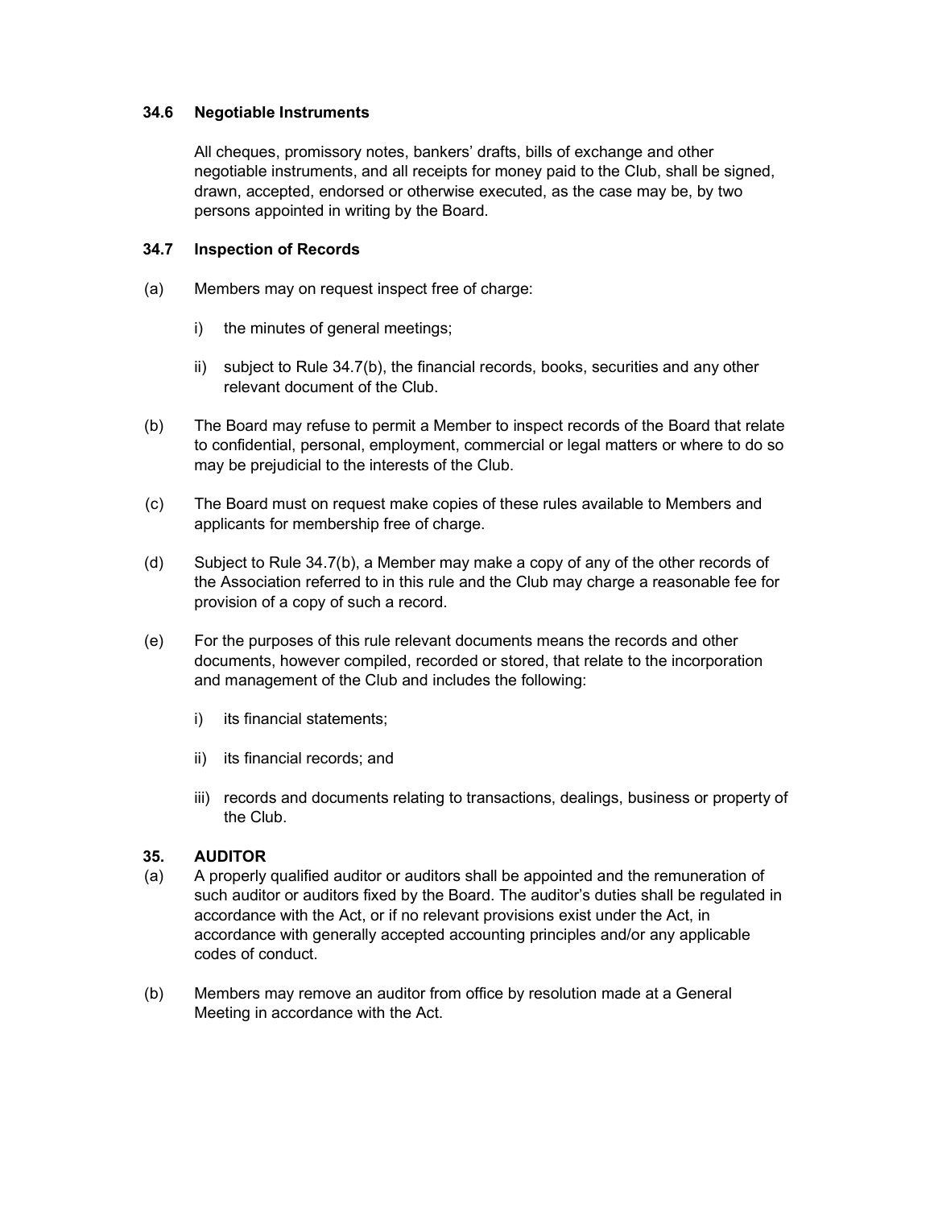### 34.6 Negotiable Instruments

All cheques, promissory notes, bankers' drafts, bills of exchange and other negotiable instruments, and all receipts for money paid to the Club, shall be signed, drawn, accepted, endorsed or otherwise executed, as the case may be, by two persons appointed in writing by the Board.

### 34.7 Inspection of Records

(a) Members may on request inspect free of charge:

  i) the minutes of general meetings;

  ii) subject to Rule 34.7(b), the financial records, books, securities and any other relevant document of the Club.

(b) The Board may refuse to permit a Member to inspect records of the Board that relate to confidential, personal, employment, commercial or legal matters or where to do so may be prejudicial to the interests of the Club.

(c) The Board must on request make copies of these rules available to Members and applicants for membership free of charge.

(d) Subject to Rule 34.7(b), a Member may make a copy of any of the other records of the Association referred to in this rule and the Club may charge a reasonable fee for provision of a copy of such a record.

(e) For the purposes of this rule relevant documents means the records and other documents, however compiled, recorded or stored, that relate to the incorporation and management of the Club and includes the following:

  i) its financial statements;

  ii) its financial records; and

  iii) records and documents relating to transactions, dealings, business or property of the Club.

## 35. AUDITOR

(a) A properly qualified auditor or auditors shall be appointed and the remuneration of such auditor or auditors fixed by the Board. The auditor's duties shall be regulated in accordance with the Act, or if no relevant provisions exist under the Act, in accordance with generally accepted accounting principles and/or any applicable codes of conduct.

(b) Members may remove an auditor from office by resolution made at a General Meeting in accordance with the Act.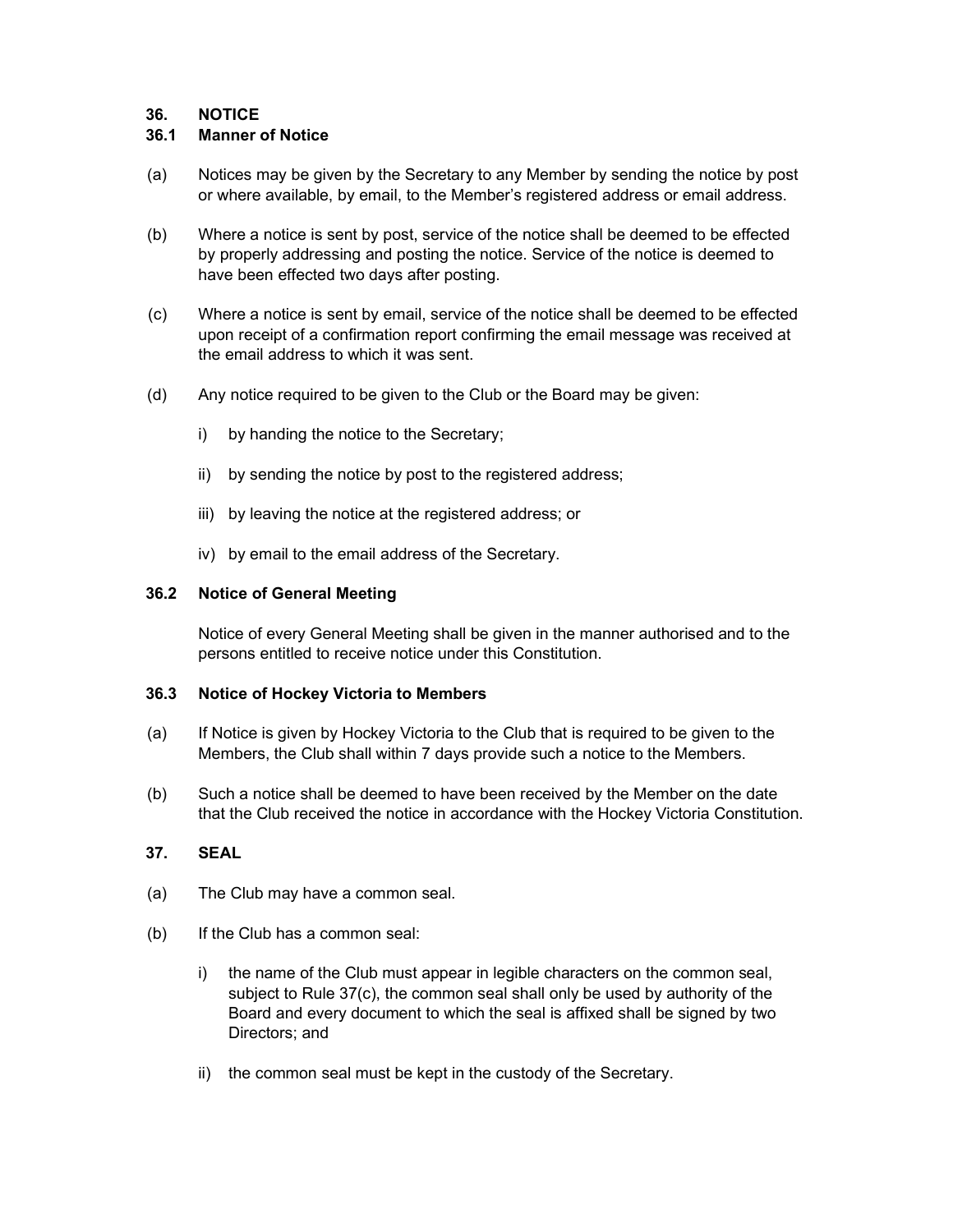## 36. NOTICE

### 36.1 Manner of Notice

(a) Notices may be given by the Secretary to any Member by sending the notice by post or where available, by email, to the Member's registered address or email address.

(b) Where a notice is sent by post, service of the notice shall be deemed to be effected by properly addressing and posting the notice. Service of the notice is deemed to have been effected two days after posting.

(c) Where a notice is sent by email, service of the notice shall be deemed to be effected upon receipt of a confirmation report confirming the email message was received at the email address to which it was sent.

(d) Any notice required to be given to the Club or the Board may be given:

i) by handing the notice to the Secretary;

ii) by sending the notice by post to the registered address;

iii) by leaving the notice at the registered address; or

iv) by email to the email address of the Secretary.

### 36.2 Notice of General Meeting

Notice of every General Meeting shall be given in the manner authorised and to the persons entitled to receive notice under this Constitution.

### 36.3 Notice of Hockey Victoria to Members

(a) If Notice is given by Hockey Victoria to the Club that is required to be given to the Members, the Club shall within 7 days provide such a notice to the Members.

(b) Such a notice shall be deemed to have been received by the Member on the date that the Club received the notice in accordance with the Hockey Victoria Constitution.

## 37. SEAL

(a) The Club may have a common seal.

(b) If the Club has a common seal:

i) the name of the Club must appear in legible characters on the common seal, subject to Rule 37(c), the common seal shall only be used by authority of the Board and every document to which the seal is affixed shall be signed by two Directors; and

ii) the common seal must be kept in the custody of the Secretary.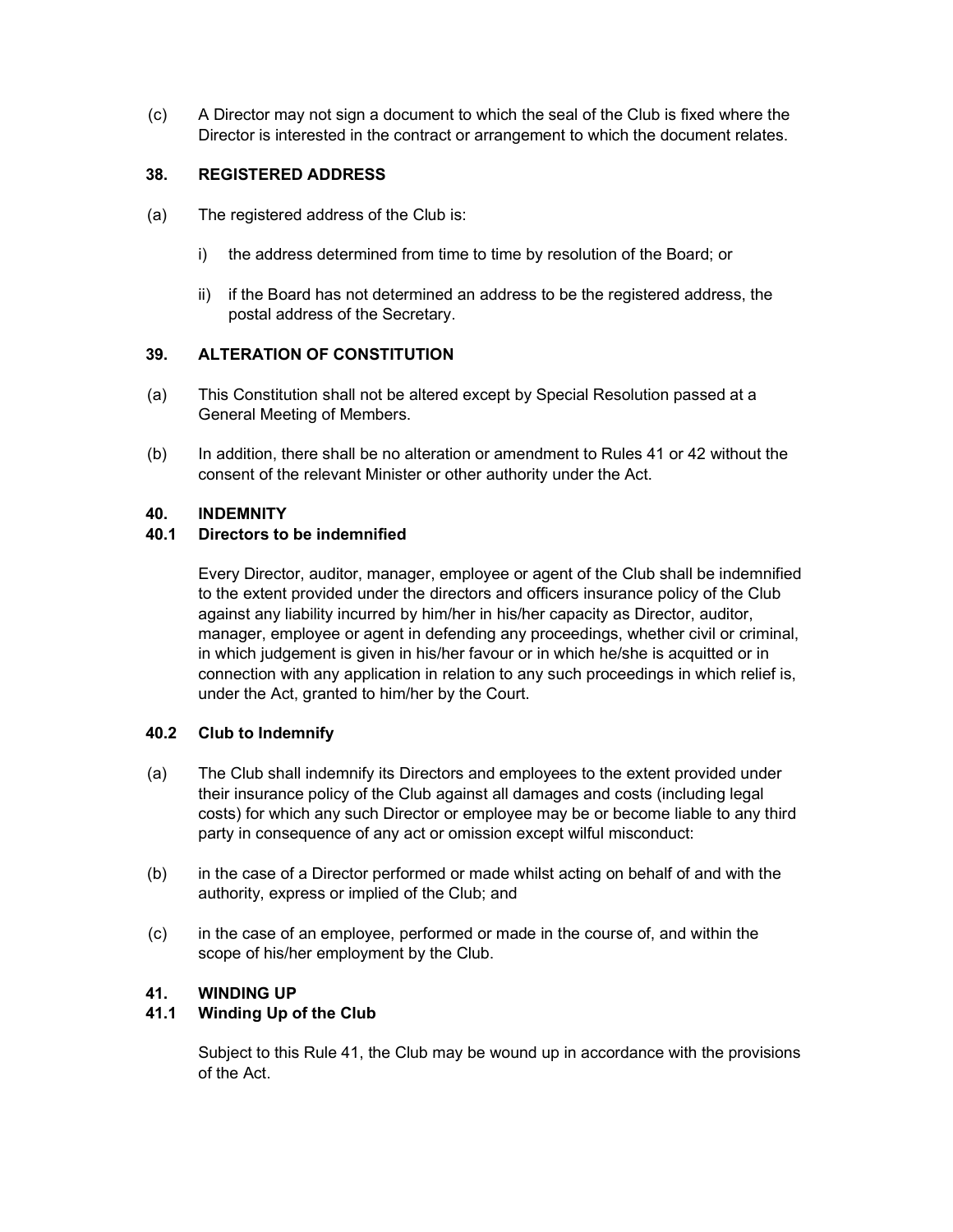(c) A Director may not sign a document to which the seal of the Club is fixed where the Director is interested in the contract or arrangement to which the document relates.

## 38. REGISTERED ADDRESS

(a) The registered address of the Club is:

   i) the address determined from time to time by resolution of the Board; or

   ii) if the Board has not determined an address to be the registered address, the postal address of the Secretary.

## 39. ALTERATION OF CONSTITUTION

(a) This Constitution shall not be altered except by Special Resolution passed at a General Meeting of Members.

(b) In addition, there shall be no alteration or amendment to Rules 41 or 42 without the consent of the relevant Minister or other authority under the Act.

## 40. INDEMNITY

### 40.1 Directors to be indemnified

Every Director, auditor, manager, employee or agent of the Club shall be indemnified to the extent provided under the directors and officers insurance policy of the Club against any liability incurred by him/her in his/her capacity as Director, auditor, manager, employee or agent in defending any proceedings, whether civil or criminal, in which judgement is given in his/her favour or in which he/she is acquitted or in connection with any application in relation to any such proceedings in which relief is, under the Act, granted to him/her by the Court.

### 40.2 Club to Indemnify

(a) The Club shall indemnify its Directors and employees to the extent provided under their insurance policy of the Club against all damages and costs (including legal costs) for which any such Director or employee may be or become liable to any third party in consequence of any act or omission except wilful misconduct:

(b) in the case of a Director performed or made whilst acting on behalf of and with the authority, express or implied of the Club; and

(c) in the case of an employee, performed or made in the course of, and within the scope of his/her employment by the Club.

## 41. WINDING UP

### 41.1 Winding Up of the Club

Subject to this Rule 41, the Club may be wound up in accordance with the provisions of the Act.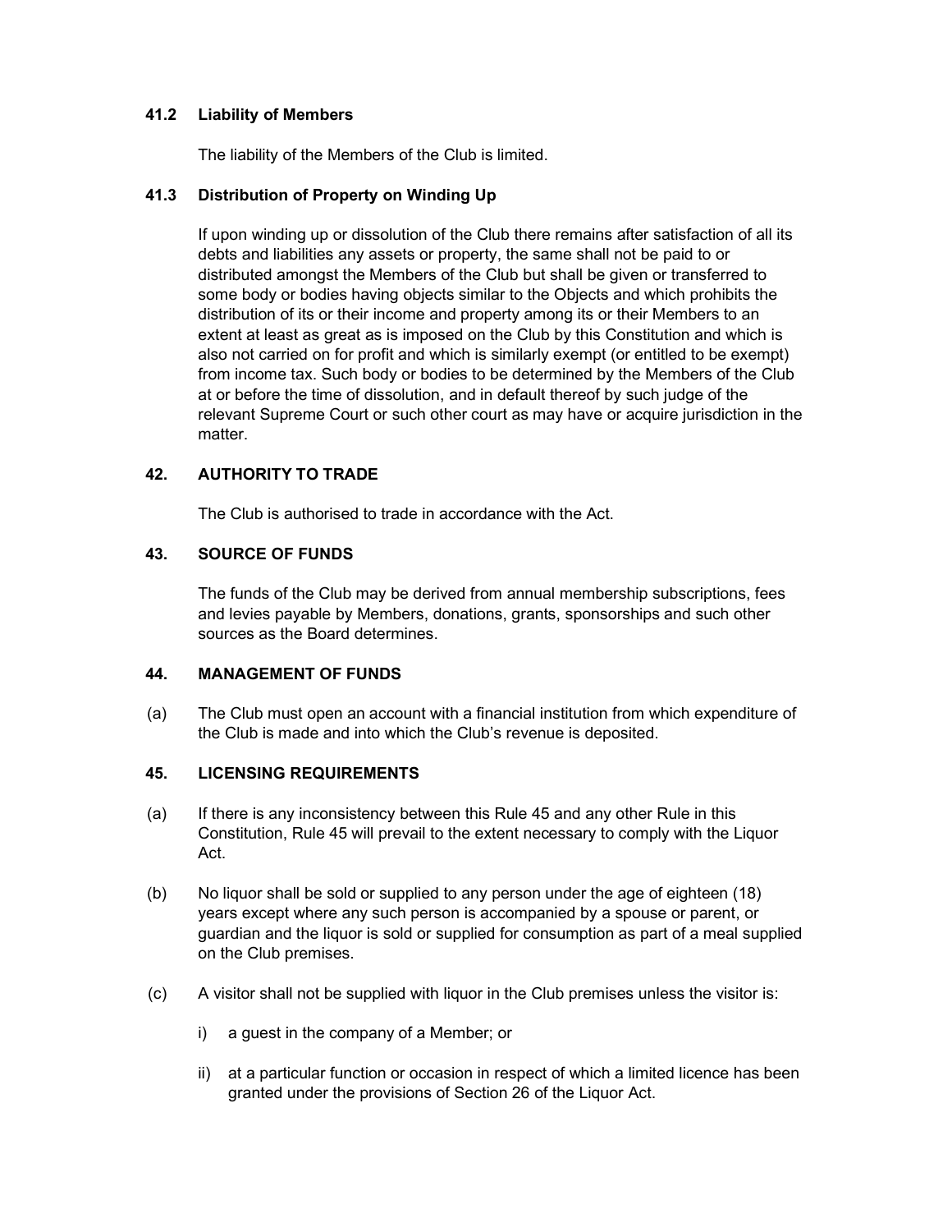### 41.2 Liability of Members

The liability of the Members of the Club is limited.

### 41.3 Distribution of Property on Winding Up

If upon winding up or dissolution of the Club there remains after satisfaction of all its debts and liabilities any assets or property, the same shall not be paid to or distributed amongst the Members of the Club but shall be given or transferred to some body or bodies having objects similar to the Objects and which prohibits the distribution of its or their income and property among its or their Members to an extent at least as great as is imposed on the Club by this Constitution and which is also not carried on for profit and which is similarly exempt (or entitled to be exempt) from income tax. Such body or bodies to be determined by the Members of the Club at or before the time of dissolution, and in default thereof by such judge of the relevant Supreme Court or such other court as may have or acquire jurisdiction in the matter.

## 42. AUTHORITY TO TRADE

The Club is authorised to trade in accordance with the Act.

## 43. SOURCE OF FUNDS

The funds of the Club may be derived from annual membership subscriptions, fees and levies payable by Members, donations, grants, sponsorships and such other sources as the Board determines.

## 44. MANAGEMENT OF FUNDS

(a) The Club must open an account with a financial institution from which expenditure of the Club is made and into which the Club's revenue is deposited.

## 45. LICENSING REQUIREMENTS

(a) If there is any inconsistency between this Rule 45 and any other Rule in this Constitution, Rule 45 will prevail to the extent necessary to comply with the Liquor Act.

(b) No liquor shall be sold or supplied to any person under the age of eighteen (18) years except where any such person is accompanied by a spouse or parent, or guardian and the liquor is sold or supplied for consumption as part of a meal supplied on the Club premises.

(c) A visitor shall not be supplied with liquor in the Club premises unless the visitor is:

- i) a guest in the company of a Member; or
- ii) at a particular function or occasion in respect of which a limited licence has been granted under the provisions of Section 26 of the Liquor Act.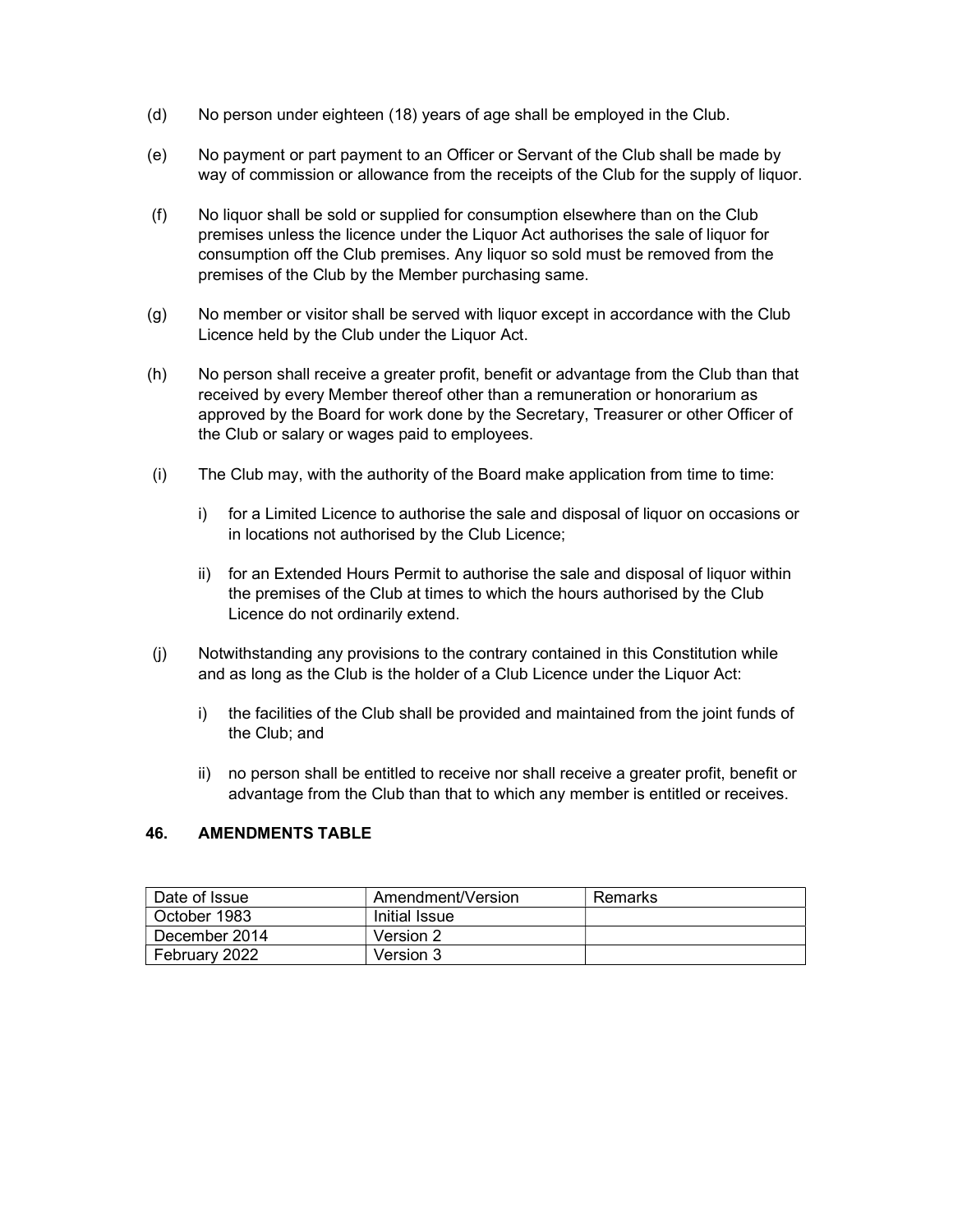(d) No person under eighteen (18) years of age shall be employed in the Club.

(e) No payment or part payment to an Officer or Servant of the Club shall be made by way of commission or allowance from the receipts of the Club for the supply of liquor.

(f) No liquor shall be sold or supplied for consumption elsewhere than on the Club premises unless the licence under the Liquor Act authorises the sale of liquor for consumption off the Club premises. Any liquor so sold must be removed from the premises of the Club by the Member purchasing same.

(g) No member or visitor shall be served with liquor except in accordance with the Club Licence held by the Club under the Liquor Act.

(h) No person shall receive a greater profit, benefit or advantage from the Club than that received by every Member thereof other than a remuneration or honorarium as approved by the Board for work done by the Secretary, Treasurer or other Officer of the Club or salary or wages paid to employees.

(i) The Club may, with the authority of the Board make application from time to time:

   i) for a Limited Licence to authorise the sale and disposal of liquor on occasions or in locations not authorised by the Club Licence;

   ii) for an Extended Hours Permit to authorise the sale and disposal of liquor within the premises of the Club at times to which the hours authorised by the Club Licence do not ordinarily extend.

(j) Notwithstanding any provisions to the contrary contained in this Constitution while and as long as the Club is the holder of a Club Licence under the Liquor Act:

   i) the facilities of the Club shall be provided and maintained from the joint funds of the Club; and

   ii) no person shall be entitled to receive nor shall receive a greater profit, benefit or advantage from the Club than that to which any member is entitled or receives.

### 46. AMENDMENTS TABLE

| Date of Issue | Amendment/Version | Remarks |
|---|---|---|
| October 1983 | Initial Issue | |
| December 2014 | Version 2 | |
| February 2022 | Version 3 | |